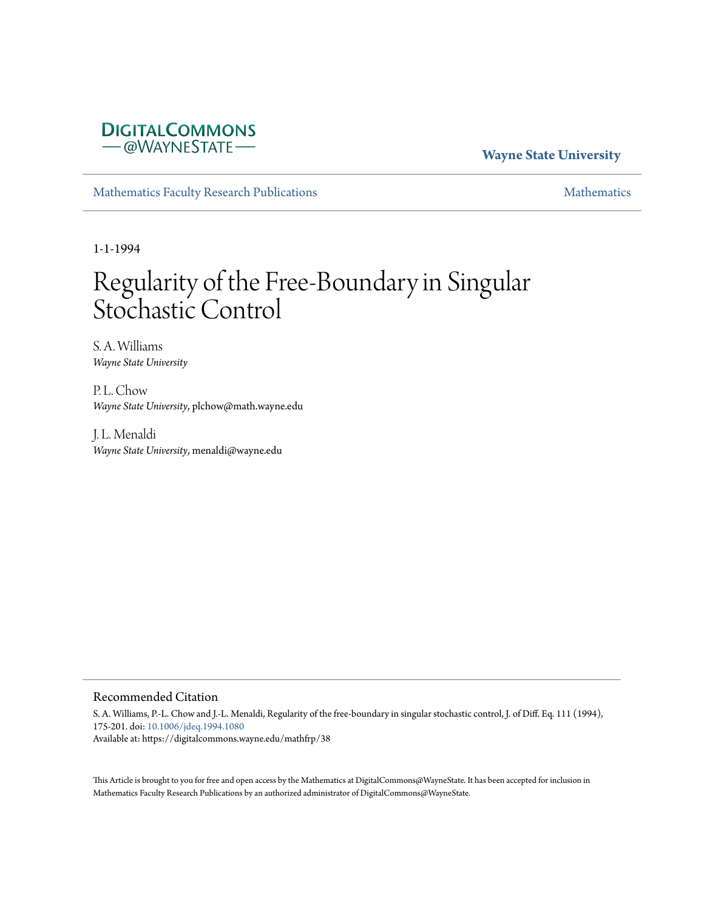DigitalCommons @WayneState

**Wayne State University**

Mathematics Faculty Research Publications

Mathematics

1-1-1994

# Regularity of the Free-Boundary in Singular Stochastic Control

S. A. Williams
*Wayne State University*

P. L. Chow
*Wayne State University*, plchow@math.wayne.edu

J. L. Menaldi
*Wayne State University*, menaldi@wayne.edu

## Recommended Citation

S. A. Williams, P.-L. Chow and J.-L. Menaldi, Regularity of the free-boundary in singular stochastic control, J. of Diff. Eq. 111 (1994), 175-201. doi: 10.1006/jdeq.1994.1080
Available at: https://digitalcommons.wayne.edu/mathfrp/38

This Article is brought to you for free and open access by the Mathematics at DigitalCommons@WayneState. It has been accepted for inclusion in Mathematics Faculty Research Publications by an authorized administrator of DigitalCommons@WayneState.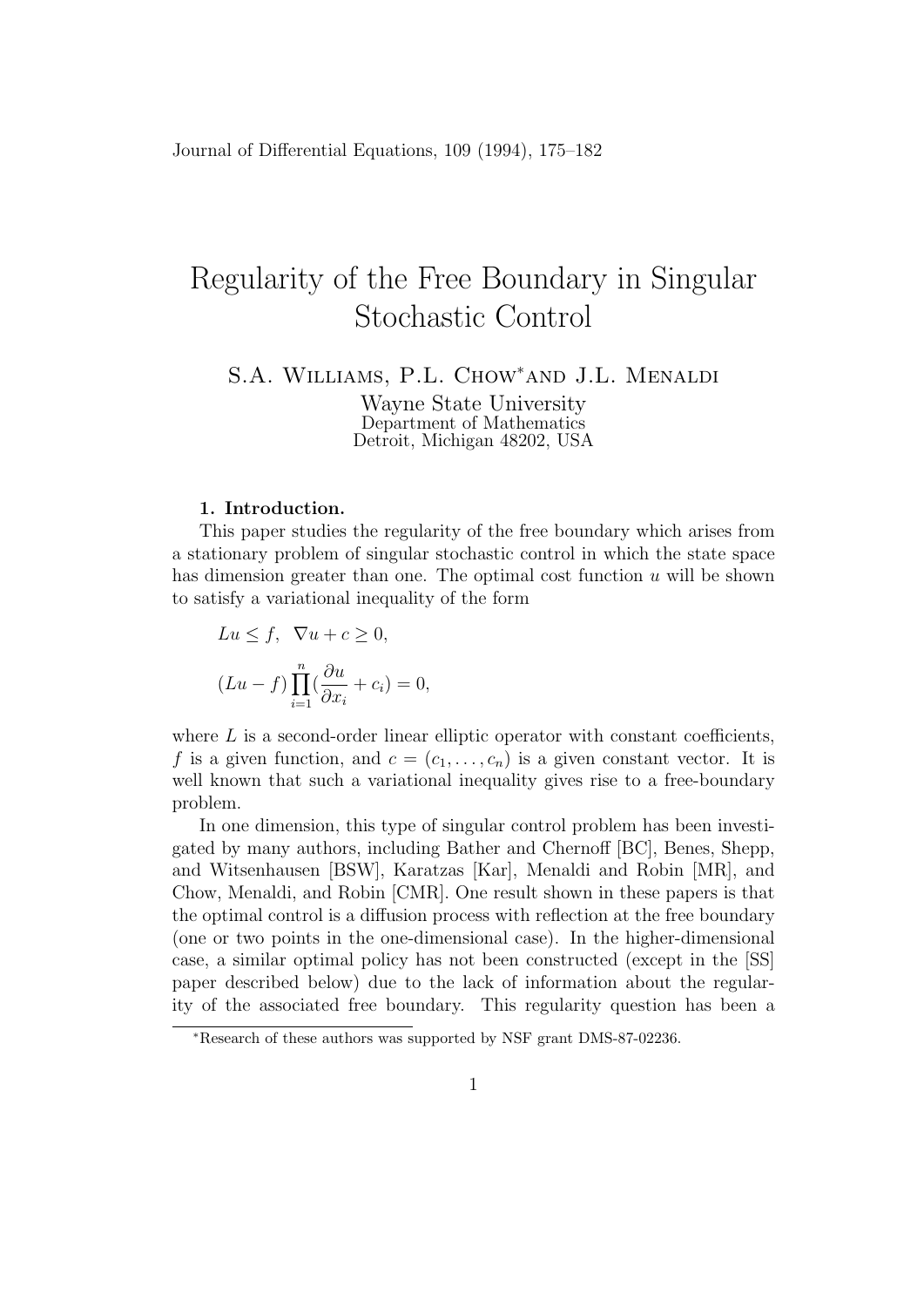Journal of Differential Equations, 109 (1994), 175–182

# Regularity of the Free Boundary in Singular Stochastic Control

S.A. Williams, P.L. Chow[*] and J.L. Menaldi

Wayne State University
Department of Mathematics
Detroit, Michigan 48202, USA

## 1. Introduction.

This paper studies the regularity of the free boundary which arises from a stationary problem of singular stochastic control in which the state space has dimension greater than one. The optimal cost function $u$ will be shown to satisfy a variational inequality of the form

$$Lu \leq f, \;\; \nabla u + c \geq 0,$$

$$(Lu - f) \prod_{i=1}^{n} \left(\frac{\partial u}{\partial x_i} + c_i\right) = 0,$$

where $L$ is a second-order linear elliptic operator with constant coefficients, $f$ is a given function, and $c = (c_1, \ldots, c_n)$ is a given constant vector. It is well known that such a variational inequality gives rise to a free-boundary problem.

In one dimension, this type of singular control problem has been investigated by many authors, including Bather and Chernoff [BC], Benes, Shepp, and Witsenhausen [BSW], Karatzas [Kar], Menaldi and Robin [MR], and Chow, Menaldi, and Robin [CMR]. One result shown in these papers is that the optimal control is a diffusion process with reflection at the free boundary (one or two points in the one-dimensional case). In the higher-dimensional case, a similar optimal policy has not been constructed (except in the [SS] paper described below) due to the lack of information about the regularity of the associated free boundary. This regularity question has been a

[*]Research of these authors was supported by NSF grant DMS-87-02236.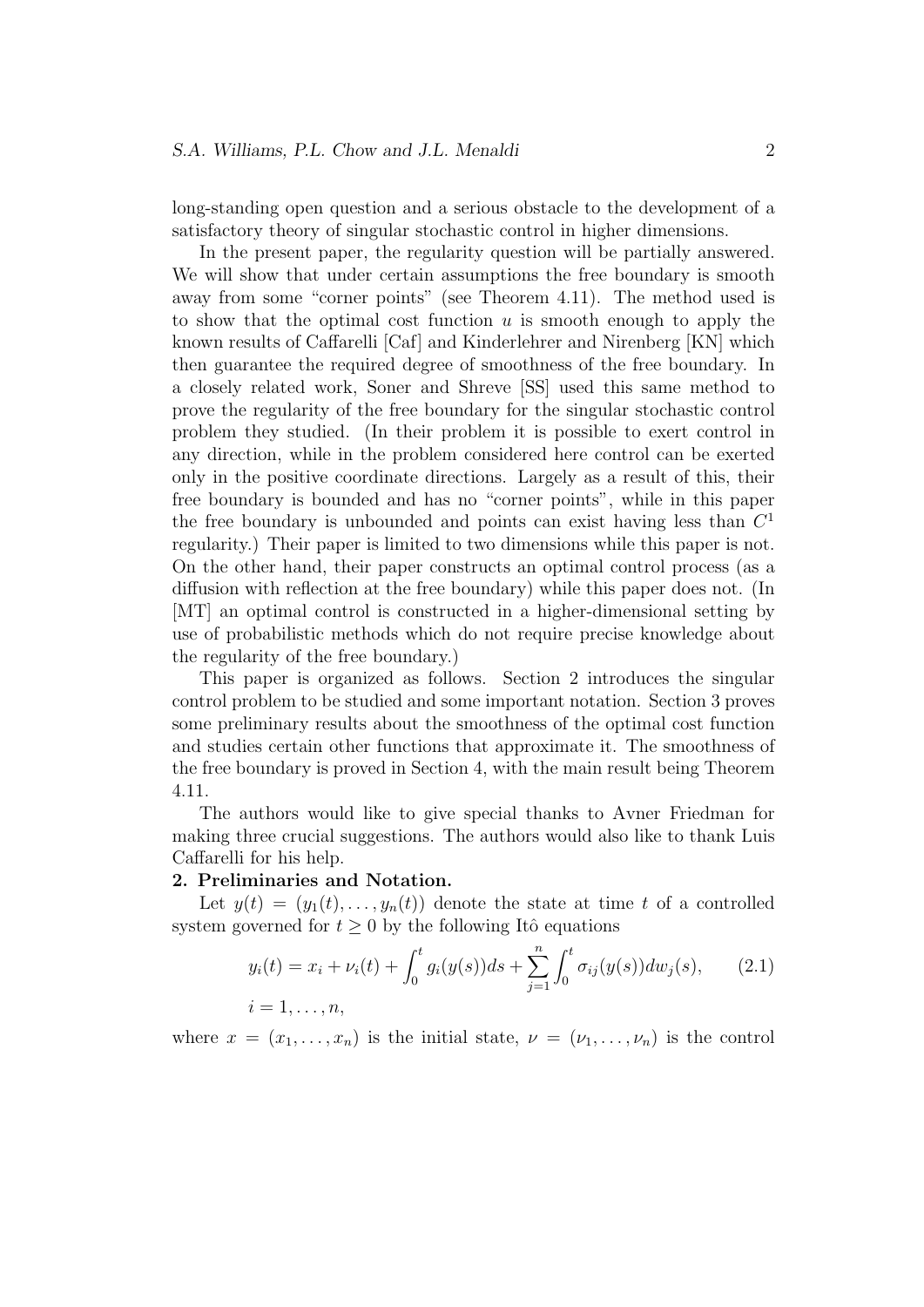long-standing open question and a serious obstacle to the development of a satisfactory theory of singular stochastic control in higher dimensions.

In the present paper, the regularity question will be partially answered. We will show that under certain assumptions the free boundary is smooth away from some "corner points" (see Theorem 4.11). The method used is to show that the optimal cost function $u$ is smooth enough to apply the known results of Caffarelli [Caf] and Kinderlehrer and Nirenberg [KN] which then guarantee the required degree of smoothness of the free boundary. In a closely related work, Soner and Shreve [SS] used this same method to prove the regularity of the free boundary for the singular stochastic control problem they studied. (In their problem it is possible to exert control in any direction, while in the problem considered here control can be exerted only in the positive coordinate directions. Largely as a result of this, their free boundary is bounded and has no "corner points", while in this paper the free boundary is unbounded and points can exist having less than $C^1$ regularity.) Their paper is limited to two dimensions while this paper is not. On the other hand, their paper constructs an optimal control process (as a diffusion with reflection at the free boundary) while this paper does not. (In [MT] an optimal control is constructed in a higher-dimensional setting by use of probabilistic methods which do not require precise knowledge about the regularity of the free boundary.)

This paper is organized as follows. Section 2 introduces the singular control problem to be studied and some important notation. Section 3 proves some preliminary results about the smoothness of the optimal cost function and studies certain other functions that approximate it. The smoothness of the free boundary is proved in Section 4, with the main result being Theorem 4.11.

The authors would like to give special thanks to Avner Friedman for making three crucial suggestions. The authors would also like to thank Luis Caffarelli for his help.

## 2. Preliminaries and Notation.

Let $y(t) = (y_1(t), \ldots, y_n(t))$ denote the state at time $t$ of a controlled system governed for $t \geq 0$ by the following Itô equations

$$y_i(t) = x_i + \nu_i(t) + \int_0^t g_i(y(s))ds + \sum_{j=1}^{n} \int_0^t \sigma_{ij}(y(s))dw_j(s), \qquad (2.1)$$

$$i = 1, \ldots, n,$$

where $x = (x_1, \ldots, x_n)$ is the initial state, $\nu = (\nu_1, \ldots, \nu_n)$ is the control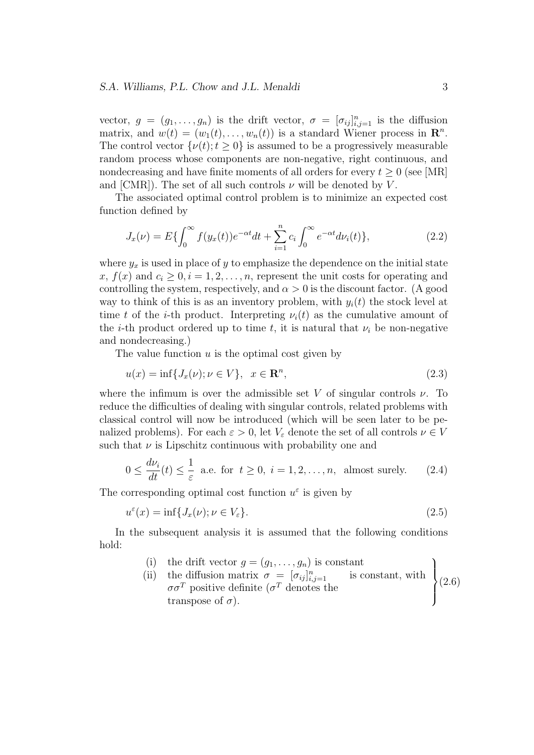vector, $g = (g_1, \dots, g_n)$ is the drift vector, $\sigma = [\sigma_{ij}]_{i,j=1}^n$ is the diffusion matrix, and $w(t) = (w_1(t), \dots, w_n(t))$ is a standard Wiener process in $\mathbf{R}^n$. The control vector $\{\nu(t); t \geq 0\}$ is assumed to be a progressively measurable random process whose components are non-negative, right continuous, and nondecreasing and have finite moments of all orders for every $t \geq 0$ (see [MR] and [CMR]). The set of all such controls $\nu$ will be denoted by $V$.

The associated optimal control problem is to minimize an expected cost function defined by

$$J_x(\nu) = E\{\int_0^\infty f(y_x(t))e^{-\alpha t}dt + \sum_{i=1}^n c_i \int_0^\infty e^{-\alpha t} d\nu_i(t)\}, \tag{2.2}$$

where $y_x$ is used in place of $y$ to emphasize the dependence on the initial state $x$, $f(x)$ and $c_i \geq 0, i = 1, 2, \dots, n$, represent the unit costs for operating and controlling the system, respectively, and $\alpha > 0$ is the discount factor. (A good way to think of this is as an inventory problem, with $y_i(t)$ the stock level at time $t$ of the $i$-th product. Interpreting $\nu_i(t)$ as the cumulative amount of the $i$-th product ordered up to time $t$, it is natural that $\nu_i$ be non-negative and nondecreasing.)

The value function $u$ is the optimal cost given by

$$u(x) = \inf\{J_x(\nu); \nu \in V\}, \quad x \in \mathbf{R}^n, \tag{2.3}$$

where the infimum is over the admissible set $V$ of singular controls $\nu$. To reduce the difficulties of dealing with singular controls, related problems with classical control will now be introduced (which will be seen later to be penalized problems). For each $\varepsilon > 0$, let $V_\varepsilon$ denote the set of all controls $\nu \in V$ such that $\nu$ is Lipschitz continuous with probability one and

$$0 \leq \frac{d\nu_i}{dt}(t) \leq \frac{1}{\varepsilon} \text{ a.e. for } t \geq 0, \ i = 1, 2, \dots, n, \text{ almost surely.} \tag{2.4}$$

The corresponding optimal cost function $u^\varepsilon$ is given by

$$u^\varepsilon(x) = \inf\{J_x(\nu); \nu \in V_\varepsilon\}. \tag{2.5}$$

In the subsequent analysis it is assumed that the following conditions hold:

$$\left.\begin{array}{ll} \text{(i)} & \text{the drift vector } g = (g_1, \dots, g_n) \text{ is constant} \\ \text{(ii)} & \text{the diffusion matrix } \sigma = [\sigma_{ij}]_{i,j=1}^n \text{ is constant, with} \\ & \sigma\sigma^T \text{ positive definite } (\sigma^T \text{ denotes the} \\ & \text{transpose of } \sigma). \end{array}\right\} \tag{2.6}$$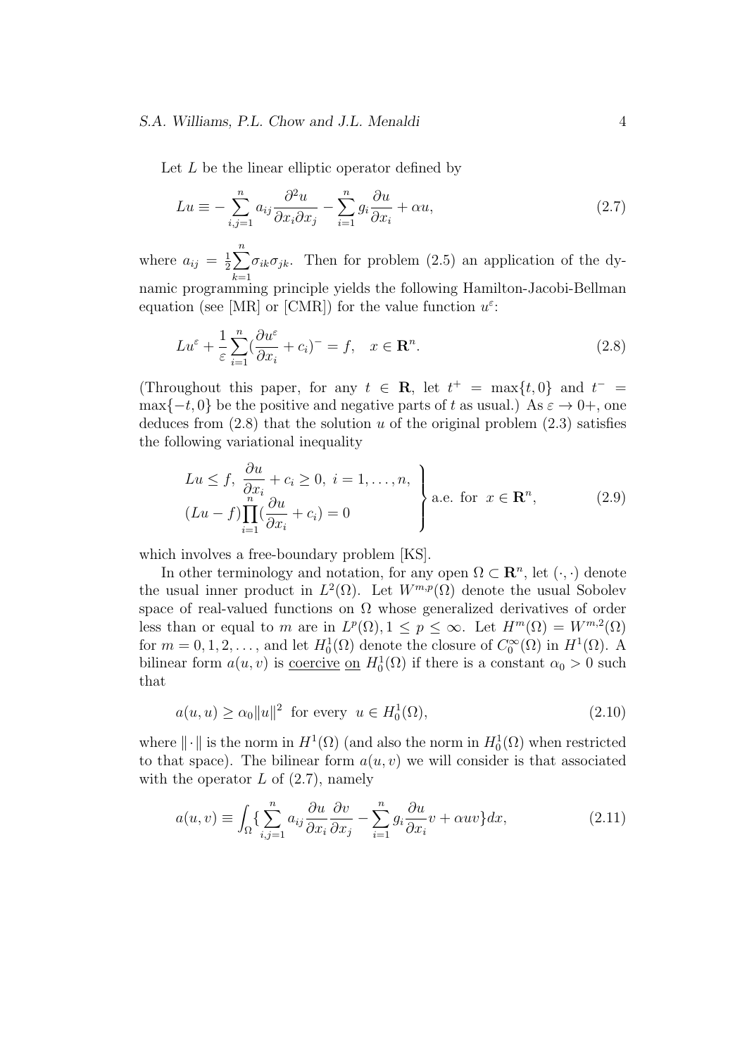Let $L$ be the linear elliptic operator defined by

$$
Lu \equiv -\sum_{i,j=1}^{n} a_{ij} \frac{\partial^2 u}{\partial x_i \partial x_j} - \sum_{i=1}^{n} g_i \frac{\partial u}{\partial x_i} + \alpha u, \tag{2.7}
$$

where $a_{ij} = \frac{1}{2}\sum_{k=1}^{n} \sigma_{ik}\sigma_{jk}$. Then for problem (2.5) an application of the dynamic programming principle yields the following Hamilton-Jacobi-Bellman equation (see [MR] or [CMR]) for the value function $u^\varepsilon$:

$$
Lu^\varepsilon + \frac{1}{\varepsilon} \sum_{i=1}^{n} (\frac{\partial u^\varepsilon}{\partial x_i} + c_i)^- = f, \quad x \in \mathbf{R}^n. \tag{2.8}
$$

(Throughout this paper, for any $t \in \mathbf{R}$, let $t^+ = \max\{t, 0\}$ and $t^- = \max\{-t, 0\}$ be the positive and negative parts of $t$ as usual.) As $\varepsilon \to 0+$, one deduces from (2.8) that the solution $u$ of the original problem (2.3) satisfies the following variational inequality

$$
\left.
\begin{array}{l}
Lu \leq f, \ \dfrac{\partial u}{\partial x_i} + c_i \geq 0, \ i = 1, \ldots, n, \\
(Lu - f) \displaystyle\prod_{i=1}^{n} (\frac{\partial u}{\partial x_i} + c_i) = 0
\end{array}
\right\} \text{a.e. for } \ x \in \mathbf{R}^n, \tag{2.9}
$$

which involves a free-boundary problem [KS].

In other terminology and notation, for any open $\Omega \subset \mathbf{R}^n$, let $(\cdot, \cdot)$ denote the usual inner product in $L^2(\Omega)$. Let $W^{m,p}(\Omega)$ denote the usual Sobolev space of real-valued functions on $\Omega$ whose generalized derivatives of order less than or equal to $m$ are in $L^p(\Omega), 1 \leq p \leq \infty$. Let $H^m(\Omega) = W^{m,2}(\Omega)$ for $m = 0, 1, 2, \ldots$, and let $H_0^1(\Omega)$ denote the closure of $C_0^\infty(\Omega)$ in $H^1(\Omega)$. A bilinear form $a(u, v)$ is <u>coercive</u> <u>on</u> $H_0^1(\Omega)$ if there is a constant $\alpha_0 > 0$ such that

$$
a(u, u) \geq \alpha_0 \|u\|^2 \ \text{ for every } \ u \in H_0^1(\Omega), \tag{2.10}
$$

where $\|\cdot\|$ is the norm in $H^1(\Omega)$ (and also the norm in $H_0^1(\Omega)$ when restricted to that space). The bilinear form $a(u, v)$ we will consider is that associated with the operator $L$ of (2.7), namely

$$
a(u, v) \equiv \int_\Omega \{ \sum_{i,j=1}^{n} a_{ij} \frac{\partial u}{\partial x_i} \frac{\partial v}{\partial x_j} - \sum_{i=1}^{n} g_i \frac{\partial u}{\partial x_i} v + \alpha uv \} dx, \tag{2.11}
$$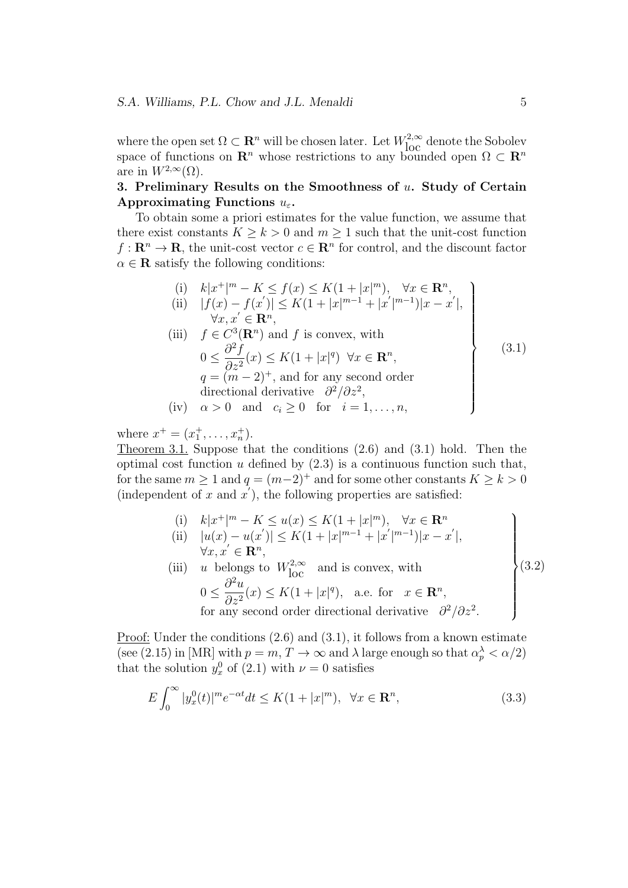where the open set $\Omega \subset \mathbf{R}^n$ will be chosen later. Let $W^{2,\infty}_{\text{loc}}$ denote the Sobolev space of functions on $\mathbf{R}^n$ whose restrictions to any bounded open $\Omega \subset \mathbf{R}^n$ are in $W^{2,\infty}(\Omega)$.

**3. Preliminary Results on the Smoothness of $u$. Study of Certain Approximating Functions $u_\varepsilon$.**

To obtain some a priori estimates for the value function, we assume that there exist constants $K \geq k > 0$ and $m \geq 1$ such that the unit-cost function $f : \mathbf{R}^n \to \mathbf{R}$, the unit-cost vector $c \in \mathbf{R}^n$ for control, and the discount factor $\alpha \in \mathbf{R}$ satisfy the following conditions:

$$
\left.
\begin{array}{ll}
\text{(i)} & k|x^+|^m - K \leq f(x) \leq K(1 + |x|^m), \quad \forall x \in \mathbf{R}^n, \\
\text{(ii)} & |f(x) - f(x')| \leq K(1 + |x|^{m-1} + |x'|^{m-1})|x - x'|, \\
& \quad \forall x, x' \in \mathbf{R}^n, \\
\text{(iii)} & f \in C^3(\mathbf{R}^n) \text{ and } f \text{ is convex, with} \\
& 0 \leq \dfrac{\partial^2 f}{\partial z^2}(x) \leq K(1 + |x|^q) \;\; \forall x \in \mathbf{R}^n, \\
& q = (m-2)^+, \text{ and for any second order} \\
& \text{directional derivative} \quad \partial^2/\partial z^2, \\
\text{(iv)} & \alpha > 0 \quad \text{and} \quad c_i \geq 0 \quad \text{for} \quad i = 1, \dots, n,
\end{array}
\right\} \tag{3.1}
$$

where $x^+ = (x_1^+, \dots, x_n^+)$.

Theorem 3.1. Suppose that the conditions (2.6) and (3.1) hold. Then the optimal cost function $u$ defined by (2.3) is a continuous function such that, for the same $m \geq 1$ and $q = (m-2)^+$ and for some other constants $K \geq k > 0$ (independent of $x$ and $x'$), the following properties are satisfied:

$$
\left.
\begin{array}{ll}
\text{(i)} & k|x^+|^m - K \leq u(x) \leq K(1 + |x|^m), \quad \forall x \in \mathbf{R}^n \\
\text{(ii)} & |u(x) - u(x')| \leq K(1 + |x|^{m-1} + |x'|^{m-1})|x - x'|, \\
& \forall x, x' \in \mathbf{R}^n, \\
\text{(iii)} & u \text{ belongs to } W^{2,\infty}_{\text{loc}} \text{ and is convex, with} \\
& 0 \leq \dfrac{\partial^2 u}{\partial z^2}(x) \leq K(1 + |x|^q), \quad \text{a.e. for} \quad x \in \mathbf{R}^n, \\
& \text{for any second order directional derivative} \quad \partial^2/\partial z^2.
\end{array}
\right\} \tag{3.2}
$$

Proof: Under the conditions (2.6) and (3.1), it follows from a known estimate (see (2.15) in [MR] with $p = m$, $T \to \infty$ and $\lambda$ large enough so that $\alpha_p^\lambda < \alpha/2$) that the solution $y_x^0$ of (2.1) with $\nu = 0$ satisfies

$$
E \int_0^\infty |y_x^0(t)|^m e^{-\alpha t} dt \leq K(1 + |x|^m), \quad \forall x \in \mathbf{R}^n, \tag{3.3}
$$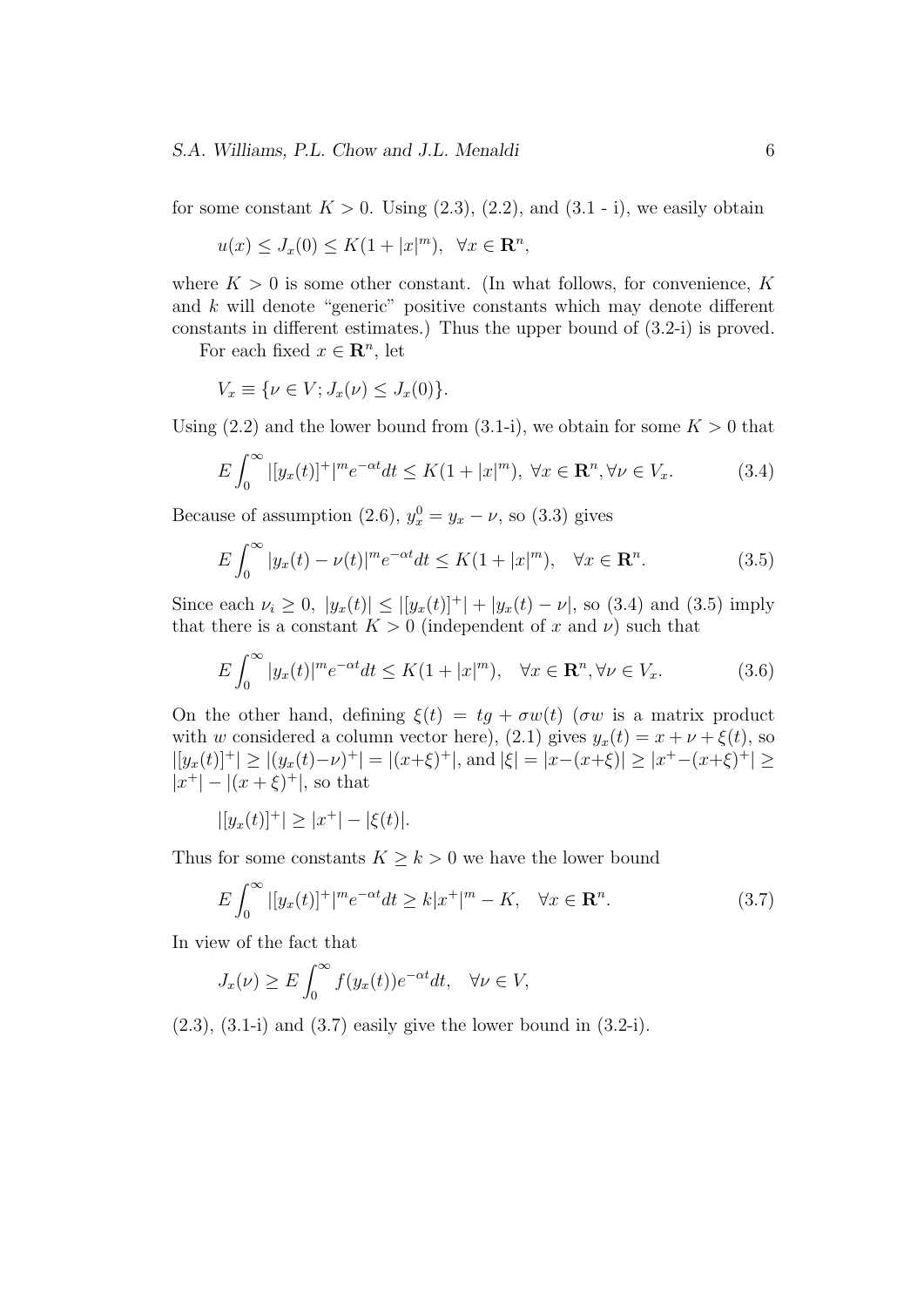for some constant $K > 0$. Using (2.3), (2.2), and (3.1 - i), we easily obtain

$$u(x) \le J_x(0) \le K(1 + |x|^m), \quad \forall x \in \mathbf{R}^n,$$

where $K > 0$ is some other constant. (In what follows, for convenience, $K$ and $k$ will denote "generic" positive constants which may denote different constants in different estimates.) Thus the upper bound of (3.2-i) is proved.

For each fixed $x \in \mathbf{R}^n$, let

$$V_x \equiv \{\nu \in V; J_x(\nu) \le J_x(0)\}.$$

Using (2.2) and the lower bound from (3.1-i), we obtain for some $K > 0$ that

$$E\int_0^\infty |[y_x(t)]^+|^m e^{-\alpha t} dt \le K(1 + |x|^m), \ \forall x \in \mathbf{R}^n, \forall \nu \in V_x. \tag{3.4}$$

Because of assumption (2.6), $y_x^0 = y_x - \nu$, so (3.3) gives

$$E\int_0^\infty |y_x(t) - \nu(t)|^m e^{-\alpha t} dt \le K(1 + |x|^m), \quad \forall x \in \mathbf{R}^n. \tag{3.5}$$

Since each $\nu_i \ge 0$, $|y_x(t)| \le |[y_x(t)]^+| + |y_x(t) - \nu|$, so (3.4) and (3.5) imply that there is a constant $K > 0$ (independent of $x$ and $\nu$) such that

$$E\int_0^\infty |y_x(t)|^m e^{-\alpha t} dt \le K(1 + |x|^m), \quad \forall x \in \mathbf{R}^n, \forall \nu \in V_x. \tag{3.6}$$

On the other hand, defining $\xi(t) = tg + \sigma w(t)$ ($\sigma w$ is a matrix product with $w$ considered a column vector here), (2.1) gives $y_x(t) = x + \nu + \xi(t)$, so $|[y_x(t)]^+| \ge |(y_x(t) - \nu)^+| = |(x+\xi)^+|$, and $|\xi| = |x - (x+\xi)| \ge |x^+ - (x+\xi)^+| \ge |x^+| - |(x+\xi)^+|$, so that

$$|[y_x(t)]^+| \ge |x^+| - |\xi(t)|.$$

Thus for some constants $K \ge k > 0$ we have the lower bound

$$E\int_0^\infty |[y_x(t)]^+|^m e^{-\alpha t} dt \ge k|x^+|^m - K, \quad \forall x \in \mathbf{R}^n. \tag{3.7}$$

In view of the fact that

$$J_x(\nu) \ge E\int_0^\infty f(y_x(t)) e^{-\alpha t} dt, \quad \forall \nu \in V,$$

(2.3), (3.1-i) and (3.7) easily give the lower bound in (3.2-i).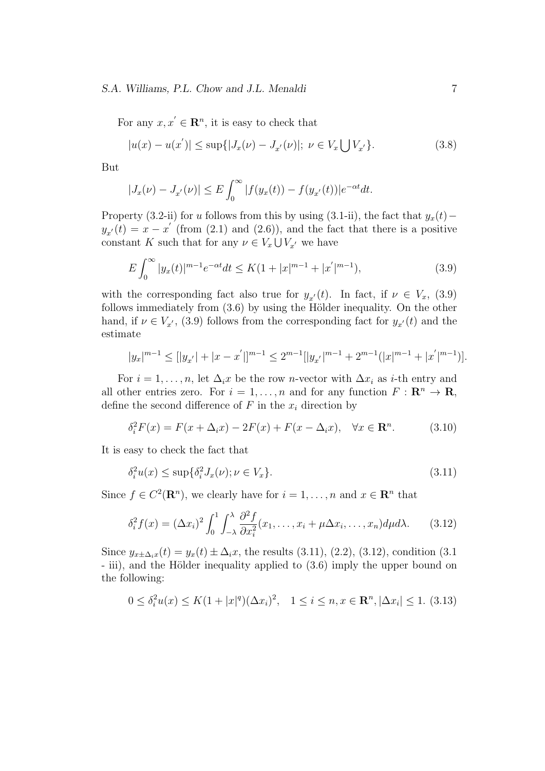For any $x, x' \in \mathbf{R}^n$, it is easy to check that

$$|u(x) - u(x')| \leq \sup\{|J_x(\nu) - J_{x'}(\nu)|;\ \nu \in V_x \bigcup V_{x'}\}. \tag{3.8}$$

But

$$|J_x(\nu) - J_{x'}(\nu)| \leq E\int_0^\infty |f(y_x(t)) - f(y_{x'}(t))| e^{-\alpha t} dt.$$

Property (3.2-ii) for $u$ follows from this by using (3.1-ii), the fact that $y_x(t) - y_{x'}(t) = x - x'$ (from (2.1) and (2.6)), and the fact that there is a positive constant $K$ such that for any $\nu \in V_x \bigcup V_{x'}$ we have

$$E\int_0^\infty |y_x(t)|^{m-1} e^{-\alpha t} dt \leq K(1 + |x|^{m-1} + |x'|^{m-1}), \tag{3.9}$$

with the corresponding fact also true for $y_{x'}(t)$. In fact, if $\nu \in V_x$, (3.9) follows immediately from (3.6) by using the Hölder inequality. On the other hand, if $\nu \in V_{x'}$, (3.9) follows from the corresponding fact for $y_{x'}(t)$ and the estimate

$$|y_x|^{m-1} \leq [|y_{x'}| + |x - x'|]^{m-1} \leq 2^{m-1}[|y_{x'}|^{m-1} + 2^{m-1}(|x|^{m-1} + |x'|^{m-1})].$$

For $i = 1, \ldots, n$, let $\Delta_i x$ be the row $n$-vector with $\Delta x_i$ as $i$-th entry and all other entries zero. For $i = 1, \ldots, n$ and for any function $F : \mathbf{R}^n \to \mathbf{R}$, define the second difference of $F$ in the $x_i$ direction by

$$\delta_i^2 F(x) = F(x + \Delta_i x) - 2F(x) + F(x - \Delta_i x), \quad \forall x \in \mathbf{R}^n. \tag{3.10}$$

It is easy to check the fact that

$$\delta_i^2 u(x) \leq \sup\{\delta_i^2 J_x(\nu); \nu \in V_x\}. \tag{3.11}$$

Since $f \in C^2(\mathbf{R}^n)$, we clearly have for $i = 1, \ldots, n$ and $x \in \mathbf{R}^n$ that

$$\delta_i^2 f(x) = (\Delta x_i)^2 \int_0^1 \int_{-\lambda}^{\lambda} \frac{\partial^2 f}{\partial x_i^2}(x_1, \ldots, x_i + \mu \Delta x_i, \ldots, x_n) d\mu d\lambda. \tag{3.12}$$

Since $y_{x \pm \Delta_i x}(t) = y_x(t) \pm \Delta_i x$, the results (3.11), (2.2), (3.12), condition (3.1 - iii), and the Hölder inequality applied to (3.6) imply the upper bound on the following:

$$0 \leq \delta_i^2 u(x) \leq K(1 + |x|^q)(\Delta x_i)^2, \quad 1 \leq i \leq n, x \in \mathbf{R}^n, |\Delta x_i| \leq 1. \tag{3.13}$$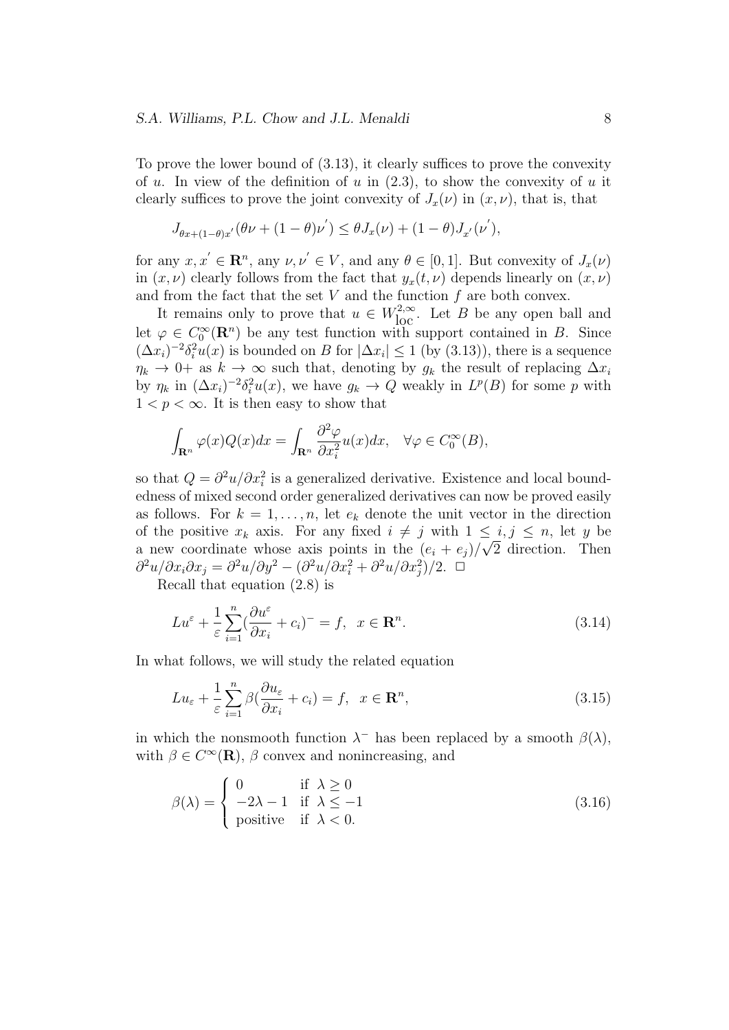To prove the lower bound of (3.13), it clearly suffices to prove the convexity of $u$. In view of the definition of $u$ in (2.3), to show the convexity of $u$ it clearly suffices to prove the joint convexity of $J_x(\nu)$ in $(x, \nu)$, that is, that

$$J_{\theta x+(1-\theta)x'}(\theta\nu + (1-\theta)\nu') \le \theta J_x(\nu) + (1-\theta)J_{x'}(\nu'),$$

for any $x, x' \in \mathbf{R}^n$, any $\nu, \nu' \in V$, and any $\theta \in [0, 1]$. But convexity of $J_x(\nu)$ in $(x, \nu)$ clearly follows from the fact that $y_x(t, \nu)$ depends linearly on $(x, \nu)$ and from the fact that the set $V$ and the function $f$ are both convex.

It remains only to prove that $u \in W^{2,\infty}_{\text{loc}}$. Let $B$ be any open ball and let $\varphi \in C_0^\infty(\mathbf{R}^n)$ be any test function with support contained in $B$. Since $(\Delta x_i)^{-2}\delta_i^2 u(x)$ is bounded on $B$ for $|\Delta x_i| \le 1$ (by (3.13)), there is a sequence $\eta_k \to 0+$ as $k \to \infty$ such that, denoting by $g_k$ the result of replacing $\Delta x_i$ by $\eta_k$ in $(\Delta x_i)^{-2}\delta_i^2 u(x)$, we have $g_k \to Q$ weakly in $L^p(B)$ for some $p$ with $1 < p < \infty$. It is then easy to show that

$$\int_{\mathbf{R}^n} \varphi(x)Q(x)dx = \int_{\mathbf{R}^n} \frac{\partial^2 \varphi}{\partial x_i^2} u(x)dx, \quad \forall \varphi \in C_0^\infty(B),$$

so that $Q = \partial^2 u/\partial x_i^2$ is a generalized derivative. Existence and local boundedness of mixed second order generalized derivatives can now be proved easily as follows. For $k = 1, \ldots, n$, let $e_k$ denote the unit vector in the direction of the positive $x_k$ axis. For any fixed $i \ne j$ with $1 \le i, j \le n$, let $y$ be a new coordinate whose axis points in the $(e_i + e_j)/\sqrt{2}$ direction. Then $\partial^2 u/\partial x_i \partial x_j = \partial^2 u/\partial y^2 - (\partial^2 u/\partial x_i^2 + \partial^2 u/\partial x_j^2)/2$. □

Recall that equation (2.8) is

$$Lu^\varepsilon + \frac{1}{\varepsilon}\sum_{i=1}^n \left(\frac{\partial u^\varepsilon}{\partial x_i} + c_i\right)^- = f, \quad x \in \mathbf{R}^n. \tag{3.14}$$

In what follows, we will study the related equation

$$Lu_\varepsilon + \frac{1}{\varepsilon}\sum_{i=1}^n \beta\left(\frac{\partial u_\varepsilon}{\partial x_i} + c_i\right) = f, \quad x \in \mathbf{R}^n, \tag{3.15}$$

in which the nonsmooth function $\lambda^-$ has been replaced by a smooth $\beta(\lambda)$, with $\beta \in C^\infty(\mathbf{R})$, $\beta$ convex and nonincreasing, and

$$\beta(\lambda) = \begin{cases} 0 & \text{if } \lambda \ge 0 \\ -2\lambda - 1 & \text{if } \lambda \le -1 \\ \text{positive} & \text{if } \lambda < 0. \end{cases} \tag{3.16}$$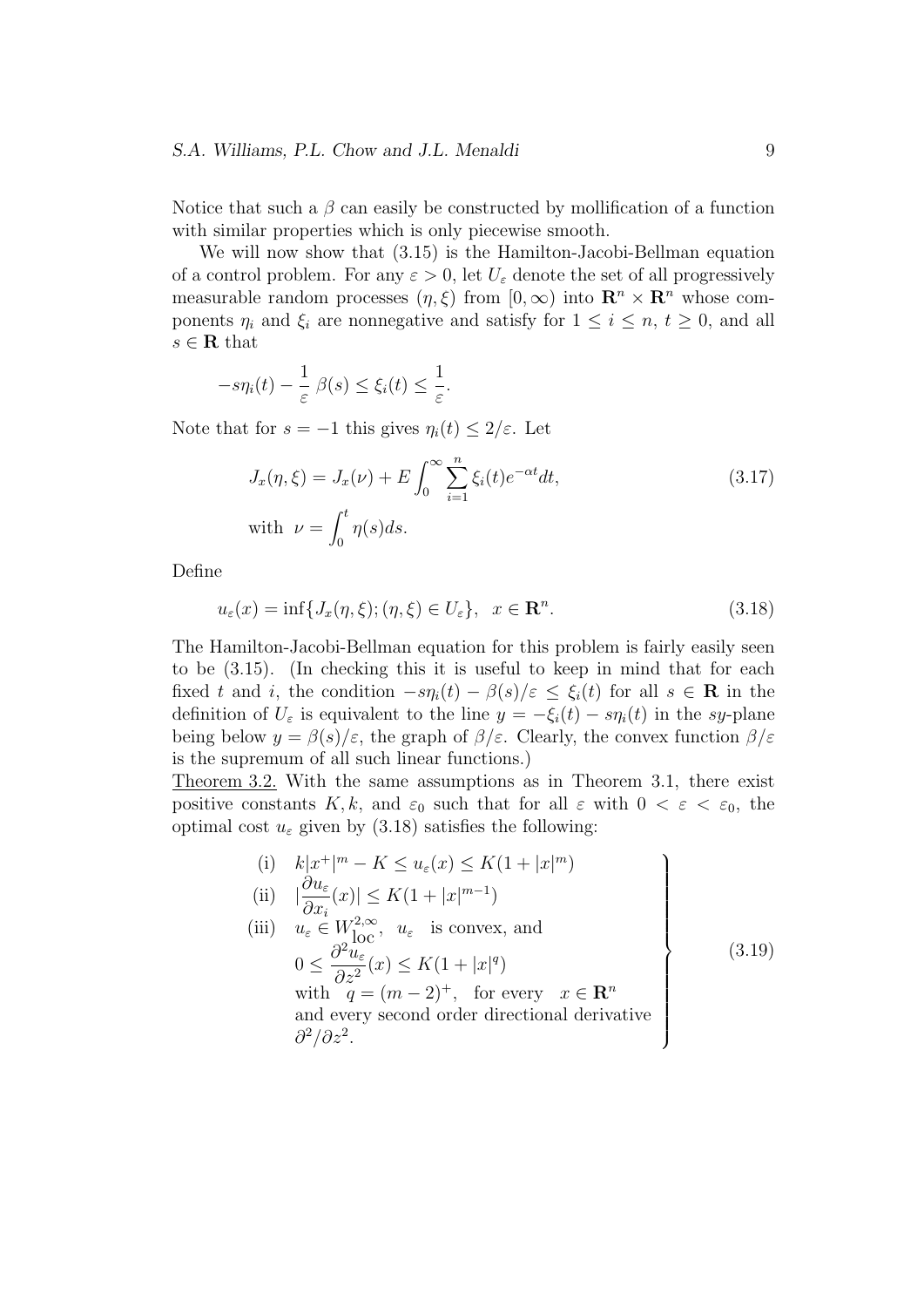Notice that such a $\beta$ can easily be constructed by mollification of a function with similar properties which is only piecewise smooth.

We will now show that (3.15) is the Hamilton-Jacobi-Bellman equation of a control problem. For any $\varepsilon > 0$, let $U_\varepsilon$ denote the set of all progressively measurable random processes $(\eta, \xi)$ from $[0, \infty)$ into $\mathbf{R}^n \times \mathbf{R}^n$ whose components $\eta_i$ and $\xi_i$ are nonnegative and satisfy for $1 \le i \le n$, $t \ge 0$, and all $s \in \mathbf{R}$ that

$$-s\eta_i(t) - \frac{1}{\varepsilon}\,\beta(s) \le \xi_i(t) \le \frac{1}{\varepsilon}.$$

Note that for $s = -1$ this gives $\eta_i(t) \le 2/\varepsilon$. Let

$$J_x(\eta, \xi) = J_x(\nu) + E\int_0^\infty \sum_{i=1}^n \xi_i(t) e^{-\alpha t} dt, \qquad \text{with } \nu = \int_0^t \eta(s) ds. \tag{3.17}$$

Define

$$u_\varepsilon(x) = \inf\{J_x(\eta, \xi); (\eta, \xi) \in U_\varepsilon\}, \quad x \in \mathbf{R}^n. \tag{3.18}$$

The Hamilton-Jacobi-Bellman equation for this problem is fairly easily seen to be (3.15). (In checking this it is useful to keep in mind that for each fixed $t$ and $i$, the condition $-s\eta_i(t) - \beta(s)/\varepsilon \le \xi_i(t)$ for all $s \in \mathbf{R}$ in the definition of $U_\varepsilon$ is equivalent to the line $y = -\xi_i(t) - s\eta_i(t)$ in the $sy$-plane being below $y = \beta(s)/\varepsilon$, the graph of $\beta/\varepsilon$. Clearly, the convex function $\beta/\varepsilon$ is the supremum of all such linear functions.)

Theorem 3.2. With the same assumptions as in Theorem 3.1, there exist positive constants $K, k$, and $\varepsilon_0$ such that for all $\varepsilon$ with $0 < \varepsilon < \varepsilon_0$, the optimal cost $u_\varepsilon$ given by (3.18) satisfies the following:

$$\left.\begin{array}{ll}
\text{(i)} & k|x^+|^m - K \le u_\varepsilon(x) \le K(1 + |x|^m) \\
\text{(ii)} & |\dfrac{\partial u_\varepsilon}{\partial x_i}(x)| \le K(1 + |x|^{m-1}) \\
\text{(iii)} & u_\varepsilon \in W^{2,\infty}_{\text{loc}}, \ \ u_\varepsilon \ \text{ is convex, and} \\
& 0 \le \dfrac{\partial^2 u_\varepsilon}{\partial z^2}(x) \le K(1 + |x|^q) \\
& \text{with } \ q = (m-2)^+, \ \text{ for every } \ x \in \mathbf{R}^n \\
& \text{and every second order directional derivative} \\
& \partial^2/\partial z^2.
\end{array}\right\} \tag{3.19}$$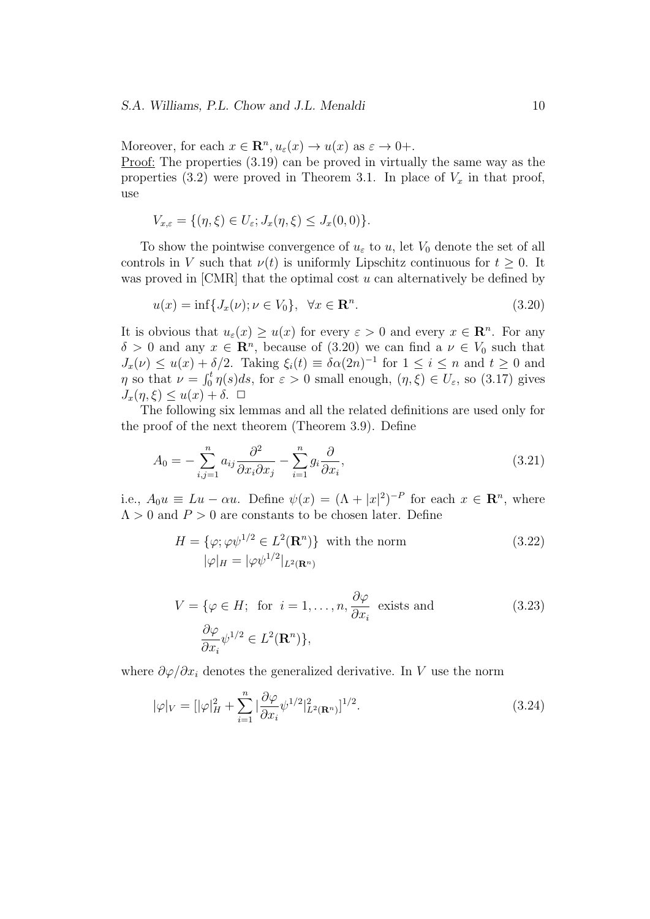Moreover, for each $x \in \mathbf{R}^n, u_\varepsilon(x) \to u(x)$ as $\varepsilon \to 0+$.

Proof: The properties (3.19) can be proved in virtually the same way as the properties (3.2) were proved in Theorem 3.1. In place of $V_x$ in that proof, use

$$V_{x,\varepsilon} = \{(\eta, \xi) \in U_\varepsilon; J_x(\eta, \xi) \leq J_x(0, 0)\}.$$

To show the pointwise convergence of $u_\varepsilon$ to $u$, let $V_0$ denote the set of all controls in $V$ such that $\nu(t)$ is uniformly Lipschitz continuous for $t \geq 0$. It was proved in [CMR] that the optimal cost $u$ can alternatively be defined by

$$u(x) = \inf\{J_x(\nu); \nu \in V_0\}, \quad \forall x \in \mathbf{R}^n. \tag{3.20}$$

It is obvious that $u_\varepsilon(x) \geq u(x)$ for every $\varepsilon > 0$ and every $x \in \mathbf{R}^n$. For any $\delta > 0$ and any $x \in \mathbf{R}^n$, because of (3.20) we can find a $\nu \in V_0$ such that $J_x(\nu) \leq u(x) + \delta/2$. Taking $\xi_i(t) \equiv \delta\alpha(2n)^{-1}$ for $1 \leq i \leq n$ and $t \geq 0$ and $\eta$ so that $\nu = \int_0^t \eta(s)ds$, for $\varepsilon > 0$ small enough, $(\eta, \xi) \in U_\varepsilon$, so (3.17) gives $J_x(\eta, \xi) \leq u(x) + \delta$. □

The following six lemmas and all the related definitions are used only for the proof of the next theorem (Theorem 3.9). Define

$$A_0 = -\sum_{i,j=1}^{n} a_{ij}\frac{\partial^2}{\partial x_i \partial x_j} - \sum_{i=1}^{n} g_i \frac{\partial}{\partial x_i}, \tag{3.21}$$

i.e., $A_0 u \equiv Lu - \alpha u$. Define $\psi(x) = (\Lambda + |x|^2)^{-P}$ for each $x \in \mathbf{R}^n$, where $\Lambda > 0$ and $P > 0$ are constants to be chosen later. Define

$$\begin{aligned} H = \{\varphi; \varphi\psi^{1/2} \in L^2(\mathbf{R}^n)\} & \text{ with the norm} \\ |\varphi|_H = |\varphi\psi^{1/2}|_{L^2(\mathbf{R}^n)} & \end{aligned} \tag{3.22}$$

$$\begin{aligned} V = \{\varphi \in H; \text{ for } i = 1, \ldots, n, \frac{\partial \varphi}{\partial x_i} & \text{ exists and} \\ \frac{\partial \varphi}{\partial x_i}\psi^{1/2} \in L^2(\mathbf{R}^n)\}, & \end{aligned} \tag{3.23}$$

where $\partial\varphi/\partial x_i$ denotes the generalized derivative. In $V$ use the norm

$$|\varphi|_V = [|\varphi|_H^2 + \sum_{i=1}^{n} |\frac{\partial \varphi}{\partial x_i}\psi^{1/2}|^2_{L^2(\mathbf{R}^n)}]^{1/2}. \tag{3.24}$$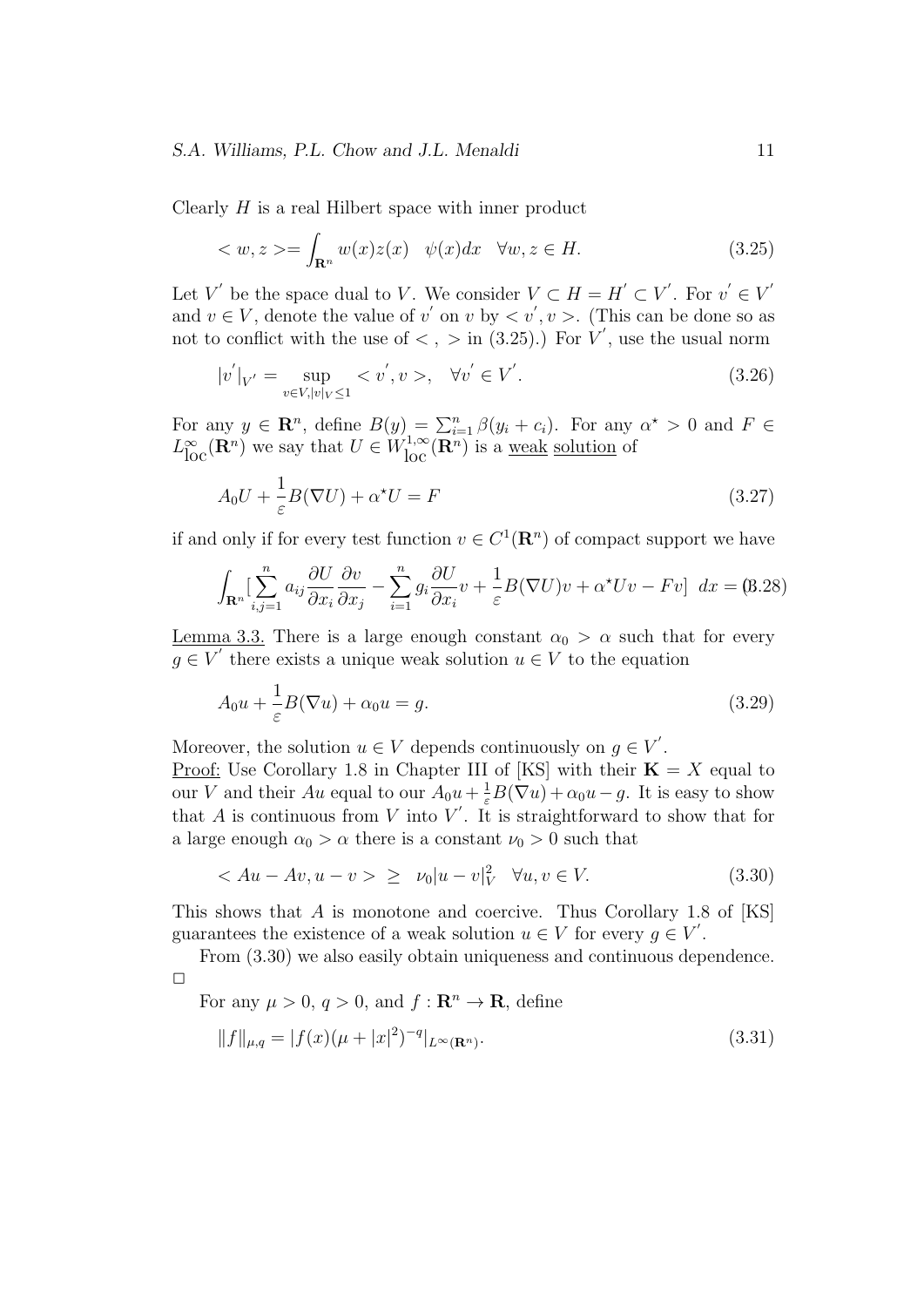Clearly $H$ is a real Hilbert space with inner product

$$< w, z >= \int_{\mathbf{R}^n} w(x)z(x) \quad \psi(x)dx \quad \forall w, z \in H. \tag{3.25}$$

Let $V'$ be the space dual to $V$. We consider $V \subset H = H' \subset V'$. For $v' \in V'$ and $v \in V$, denote the value of $v'$ on $v$ by $< v', v >$. (This can be done so as not to conflict with the use of $< \, , \, >$ in (3.25).) For $V'$, use the usual norm

$$|v'|_{V'} = \sup_{v \in V, |v|_V \leq 1} < v', v >, \quad \forall v' \in V'. \tag{3.26}$$

For any $y \in \mathbf{R}^n$, define $B(y) = \sum_{i=1}^n \beta(y_i + c_i)$. For any $\alpha^\star > 0$ and $F \in L^\infty_{\text{loc}}(\mathbf{R}^n)$ we say that $U \in W^{1,\infty}_{\text{loc}}(\mathbf{R}^n)$ is a <u>weak</u> <u>solution</u> of

$$A_0 U + \frac{1}{\varepsilon} B(\nabla U) + \alpha^\star U = F \tag{3.27}$$

if and only if for every test function $v \in C^1(\mathbf{R}^n)$ of compact support we have

$$\int_{\mathbf{R}^n} [\sum_{i,j=1}^n a_{ij} \frac{\partial U}{\partial x_i} \frac{\partial v}{\partial x_j} - \sum_{i=1}^n g_i \frac{\partial U}{\partial x_i} v + \frac{1}{\varepsilon} B(\nabla U) v + \alpha^\star U v - F v] \; dx = 0 \tag{3.28}$$

<u>Lemma 3.3.</u> There is a large enough constant $\alpha_0 > \alpha$ such that for every $g \in V'$ there exists a unique weak solution $u \in V$ to the equation

$$A_0 u + \frac{1}{\varepsilon} B(\nabla u) + \alpha_0 u = g. \tag{3.29}$$

Moreover, the solution $u \in V$ depends continuously on $g \in V'$.

<u>Proof:</u> Use Corollary 1.8 in Chapter III of [KS] with their $\mathbf{K} = X$ equal to our $V$ and their $Au$ equal to our $A_0 u + \frac{1}{\varepsilon} B(\nabla u) + \alpha_0 u - g$. It is easy to show that $A$ is continuous from $V$ into $V'$. It is straightforward to show that for a large enough $\alpha_0 > \alpha$ there is a constant $\nu_0 > 0$ such that

$$< Au - Av, u - v > \; \geq \; \nu_0 |u - v|_V^2 \quad \forall u, v \in V. \tag{3.30}$$

This shows that $A$ is monotone and coercive. Thus Corollary 1.8 of [KS] guarantees the existence of a weak solution $u \in V$ for every $g \in V'$.

From (3.30) we also easily obtain uniqueness and continuous dependence. □

For any $\mu > 0$, $q > 0$, and $f : \mathbf{R}^n \to \mathbf{R}$, define

$$\|f\|_{\mu,q} = |f(x)(\mu + |x|^2)^{-q}|_{L^\infty(\mathbf{R}^n)}. \tag{3.31}$$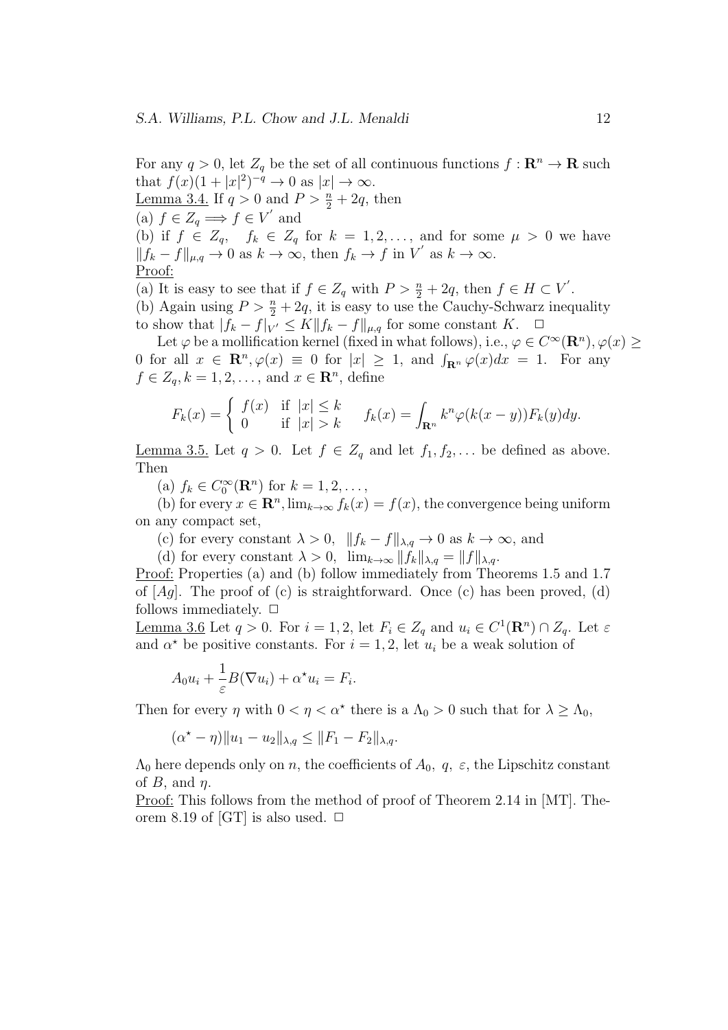For any $q > 0$, let $Z_q$ be the set of all continuous functions $f : \mathbf{R}^n \to \mathbf{R}$ such that $f(x)(1 + |x|^2)^{-q} \to 0$ as $|x| \to \infty$.

<u>Lemma 3.4.</u> If $q > 0$ and $P > \frac{n}{2} + 2q$, then

(a) $f \in Z_q \Longrightarrow f \in V'$ and

(b) if $f \in Z_q$, $\; f_k \in Z_q$ for $k = 1, 2, \dots,$ and for some $\mu > 0$ we have $\|f_k - f\|_{\mu,q} \to 0$ as $k \to \infty$, then $f_k \to f$ in $V'$ as $k \to \infty$.

<u>Proof:</u>

(a) It is easy to see that if $f \in Z_q$ with $P > \frac{n}{2} + 2q$, then $f \in H \subset V'$.

(b) Again using $P > \frac{n}{2} + 2q$, it is easy to use the Cauchy-Schwarz inequality to show that $|f_k - f|_{V'} \leq K \|f_k - f\|_{\mu,q}$ for some constant $K$. $\Box$

Let $\varphi$ be a mollification kernel (fixed in what follows), i.e., $\varphi \in C^\infty(\mathbf{R}^n), \varphi(x) \geq 0$ for all $x \in \mathbf{R}^n, \varphi(x) \equiv 0$ for $|x| \geq 1$, and $\int_{\mathbf{R}^n} \varphi(x)dx = 1$. For any $f \in Z_q, k = 1, 2, \dots,$ and $x \in \mathbf{R}^n$, define

$$F_k(x) = \begin{cases} f(x) & \text{if } |x| \leq k \\ 0 & \text{if } |x| > k \end{cases} \qquad f_k(x) = \int_{\mathbf{R}^n} k^n \varphi(k(x - y)) F_k(y) dy.$$

<u>Lemma 3.5.</u> Let $q > 0$. Let $f \in Z_q$ and let $f_1, f_2, \dots$ be defined as above. Then

(a) $f_k \in C_0^\infty(\mathbf{R}^n)$ for $k = 1, 2, \dots,$

(b) for every $x \in \mathbf{R}^n, \lim_{k \to \infty} f_k(x) = f(x)$, the convergence being uniform on any compact set,

(c) for every constant $\lambda > 0$, $\;\|f_k - f\|_{\lambda,q} \to 0$ as $k \to \infty$, and

(d) for every constant $\lambda > 0$, $\;\lim_{k\to\infty} \|f_k\|_{\lambda,q} = \|f\|_{\lambda,q}$.

<u>Proof:</u> Properties (a) and (b) follow immediately from Theorems 1.5 and 1.7 of [*Ag*]. The proof of (c) is straightforward. Once (c) has been proved, (d) follows immediately. $\Box$

<u>Lemma 3.6</u> Let $q > 0$. For $i = 1, 2$, let $F_i \in Z_q$ and $u_i \in C^1(\mathbf{R}^n) \cap Z_q$. Let $\varepsilon$ and $\alpha^\star$ be positive constants. For $i = 1, 2$, let $u_i$ be a weak solution of

$$A_0 u_i + \frac{1}{\varepsilon} B(\nabla u_i) + \alpha^\star u_i = F_i.$$

Then for every $\eta$ with $0 < \eta < \alpha^\star$ there is a $\Lambda_0 > 0$ such that for $\lambda \geq \Lambda_0$,

$$(\alpha^\star - \eta)\|u_1 - u_2\|_{\lambda,q} \leq \|F_1 - F_2\|_{\lambda,q}.$$

$\Lambda_0$ here depends only on $n$, the coefficients of $A_0$, $q$, $\varepsilon$, the Lipschitz constant of $B$, and $\eta$.

<u>Proof:</u> This follows from the method of proof of Theorem 2.14 in [MT]. Theorem 8.19 of [GT] is also used. $\Box$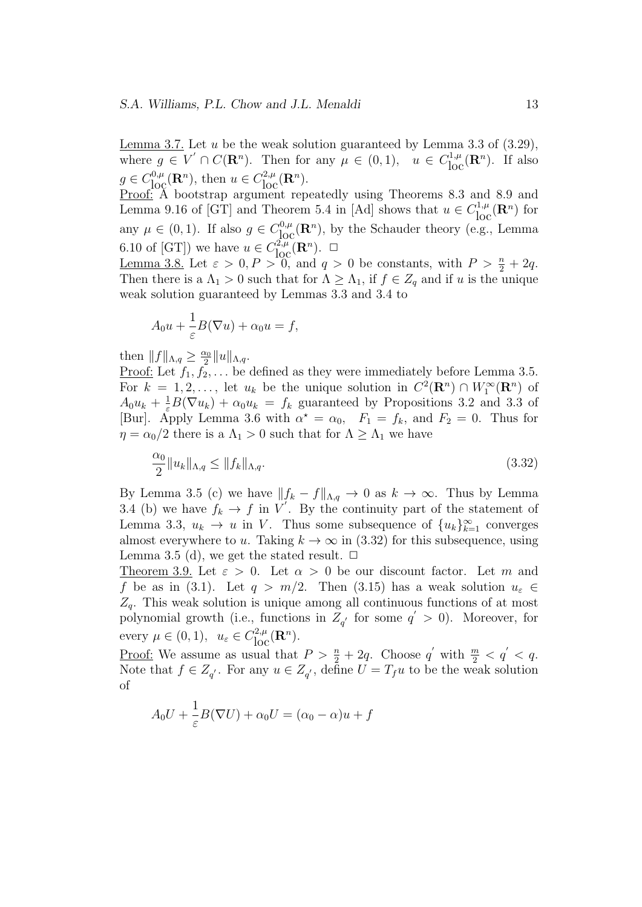<u>Lemma 3.7.</u> Let $u$ be the weak solution guaranteed by Lemma 3.3 of (3.29), where $g \in V' \cap C(\mathbf{R}^n)$. Then for any $\mu \in (0,1)$, $u \in C^{1,\mu}_{\text{loc}}(\mathbf{R}^n)$. If also $g \in C^{0,\mu}_{\text{loc}}(\mathbf{R}^n)$, then $u \in C^{2,\mu}_{\text{loc}}(\mathbf{R}^n)$.

<u>Proof:</u> A bootstrap argument repeatedly using Theorems 8.3 and 8.9 and Lemma 9.16 of [GT] and Theorem 5.4 in [Ad] shows that $u \in C^{1,\mu}_{\text{loc}}(\mathbf{R}^n)$ for any $\mu \in (0,1)$. If also $g \in C^{0,\mu}_{\text{loc}}(\mathbf{R}^n)$, by the Schauder theory (e.g., Lemma 6.10 of [GT]) we have $u \in C^{2,\mu}_{\text{loc}}(\mathbf{R}^n)$. $\Box$

<u>Lemma 3.8.</u> Let $\varepsilon > 0, P > 0$, and $q > 0$ be constants, with $P > \frac{n}{2} + 2q$. Then there is a $\Lambda_1 > 0$ such that for $\Lambda \geq \Lambda_1$, if $f \in Z_q$ and if $u$ is the unique weak solution guaranteed by Lemmas 3.3 and 3.4 to

$$A_0 u + \frac{1}{\varepsilon} B(\nabla u) + \alpha_0 u = f,$$

then $\|f\|_{\Lambda,q} \geq \frac{\alpha_0}{2}\|u\|_{\Lambda,q}$.

<u>Proof:</u> Let $f_1, f_2, \ldots$ be defined as they were immediately before Lemma 3.5. For $k = 1, 2, \ldots$, let $u_k$ be the unique solution in $C^2(\mathbf{R}^n) \cap W_1^\infty(\mathbf{R}^n)$ of $A_0 u_k + \frac{1}{\varepsilon} B(\nabla u_k) + \alpha_0 u_k = f_k$ guaranteed by Propositions 3.2 and 3.3 of [Bur]. Apply Lemma 3.6 with $\alpha^\star = \alpha_0$, $F_1 = f_k$, and $F_2 = 0$. Thus for $\eta = \alpha_0/2$ there is a $\Lambda_1 > 0$ such that for $\Lambda \geq \Lambda_1$ we have

$$\frac{\alpha_0}{2}\|u_k\|_{\Lambda,q} \leq \|f_k\|_{\Lambda,q}. \tag{3.32}$$

By Lemma 3.5 (c) we have $\|f_k - f\|_{\Lambda,q} \to 0$ as $k \to \infty$. Thus by Lemma 3.4 (b) we have $f_k \to f$ in $V'$. By the continuity part of the statement of Lemma 3.3, $u_k \to u$ in $V$. Thus some subsequence of $\{u_k\}_{k=1}^\infty$ converges almost everywhere to $u$. Taking $k \to \infty$ in (3.32) for this subsequence, using Lemma 3.5 (d), we get the stated result. $\Box$

<u>Theorem 3.9.</u> Let $\varepsilon > 0$. Let $\alpha > 0$ be our discount factor. Let $m$ and $f$ be as in (3.1). Let $q > m/2$. Then (3.15) has a weak solution $u_\varepsilon \in Z_q$. This weak solution is unique among all continuous functions of at most polynomial growth (i.e., functions in $Z_{q'}$ for some $q' > 0$). Moreover, for every $\mu \in (0,1)$, $u_\varepsilon \in C^{2,\mu}_{\text{loc}}(\mathbf{R}^n)$.

<u>Proof:</u> We assume as usual that $P > \frac{n}{2} + 2q$. Choose $q'$ with $\frac{m}{2} < q' < q$. Note that $f \in Z_{q'}$. For any $u \in Z_{q'}$, define $U = T_f u$ to be the weak solution of

$$A_0 U + \frac{1}{\varepsilon} B(\nabla U) + \alpha_0 U = (\alpha_0 - \alpha)u + f$$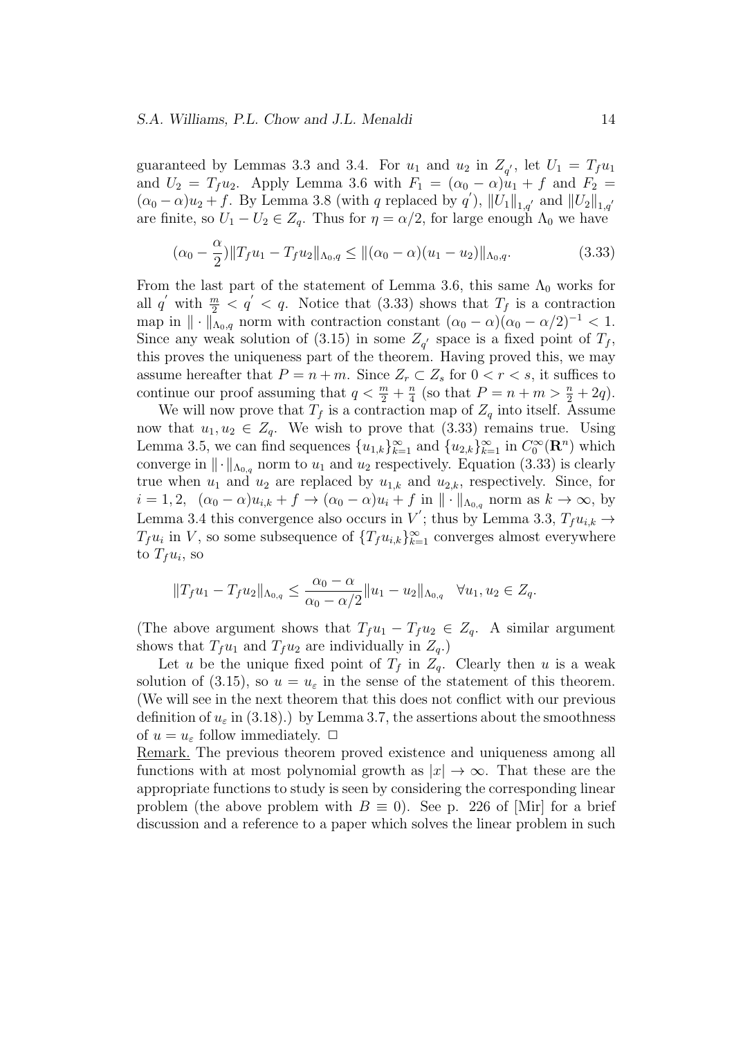guaranteed by Lemmas 3.3 and 3.4. For $u_1$ and $u_2$ in $Z_{q'}$, let $U_1 = T_f u_1$ and $U_2 = T_f u_2$. Apply Lemma 3.6 with $F_1 = (\alpha_0 - \alpha)u_1 + f$ and $F_2 = (\alpha_0 - \alpha)u_2 + f$. By Lemma 3.8 (with $q$ replaced by $q'$), $\|U_1\|_{1,q'}$ and $\|U_2\|_{1,q'}$ are finite, so $U_1 - U_2 \in Z_q$. Thus for $\eta = \alpha/2$, for large enough $\Lambda_0$ we have

$$(\alpha_0 - \frac{\alpha}{2})\|T_f u_1 - T_f u_2\|_{\Lambda_0,q} \leq \|(\alpha_0 - \alpha)(u_1 - u_2)\|_{\Lambda_0,q}. \tag{3.33}$$

From the last part of the statement of Lemma 3.6, this same $\Lambda_0$ works for all $q'$ with $\frac{m}{2} < q' < q$. Notice that (3.33) shows that $T_f$ is a contraction map in $\|\cdot\|_{\Lambda_0,q}$ norm with contraction constant $(\alpha_0 - \alpha)(\alpha_0 - \alpha/2)^{-1} < 1$. Since any weak solution of (3.15) in some $Z_{q'}$ space is a fixed point of $T_f$, this proves the uniqueness part of the theorem. Having proved this, we may assume hereafter that $P = n + m$. Since $Z_r \subset Z_s$ for $0 < r < s$, it suffices to continue our proof assuming that $q < \frac{m}{2} + \frac{n}{4}$ (so that $P = n + m > \frac{n}{2} + 2q$).

We will now prove that $T_f$ is a contraction map of $Z_q$ into itself. Assume now that $u_1, u_2 \in Z_q$. We wish to prove that (3.33) remains true. Using Lemma 3.5, we can find sequences $\{u_{1,k}\}_{k=1}^{\infty}$ and $\{u_{2,k}\}_{k=1}^{\infty}$ in $C_0^{\infty}(\mathbf{R}^n)$ which converge in $\|\cdot\|_{\Lambda_{0,q}}$ norm to $u_1$ and $u_2$ respectively. Equation (3.33) is clearly true when $u_1$ and $u_2$ are replaced by $u_{1,k}$ and $u_{2,k}$, respectively. Since, for $i = 1, 2$, $(\alpha_0 - \alpha)u_{i,k} + f \to (\alpha_0 - \alpha)u_i + f$ in $\|\cdot\|_{\Lambda_{0,q}}$ norm as $k \to \infty$, by Lemma 3.4 this convergence also occurs in $V'$; thus by Lemma 3.3, $T_f u_{i,k} \to T_f u_i$ in $V$, so some subsequence of $\{T_f u_{i,k}\}_{k=1}^{\infty}$ converges almost everywhere to $T_f u_i$, so

$$\|T_f u_1 - T_f u_2\|_{\Lambda_{0,q}} \leq \frac{\alpha_0 - \alpha}{\alpha_0 - \alpha/2}\|u_1 - u_2\|_{\Lambda_{0,q}} \quad \forall u_1, u_2 \in Z_q.$$

(The above argument shows that $T_f u_1 - T_f u_2 \in Z_q$. A similar argument shows that $T_f u_1$ and $T_f u_2$ are individually in $Z_q$.)

Let $u$ be the unique fixed point of $T_f$ in $Z_q$. Clearly then $u$ is a weak solution of (3.15), so $u = u_\varepsilon$ in the sense of the statement of this theorem. (We will see in the next theorem that this does not conflict with our previous definition of $u_\varepsilon$ in (3.18).) by Lemma 3.7, the assertions about the smoothness of $u = u_\varepsilon$ follow immediately. $\square$

Remark. The previous theorem proved existence and uniqueness among all functions with at most polynomial growth as $|x| \to \infty$. That these are the appropriate functions to study is seen by considering the corresponding linear problem (the above problem with $B \equiv 0$). See p. 226 of [Mir] for a brief discussion and a reference to a paper which solves the linear problem in such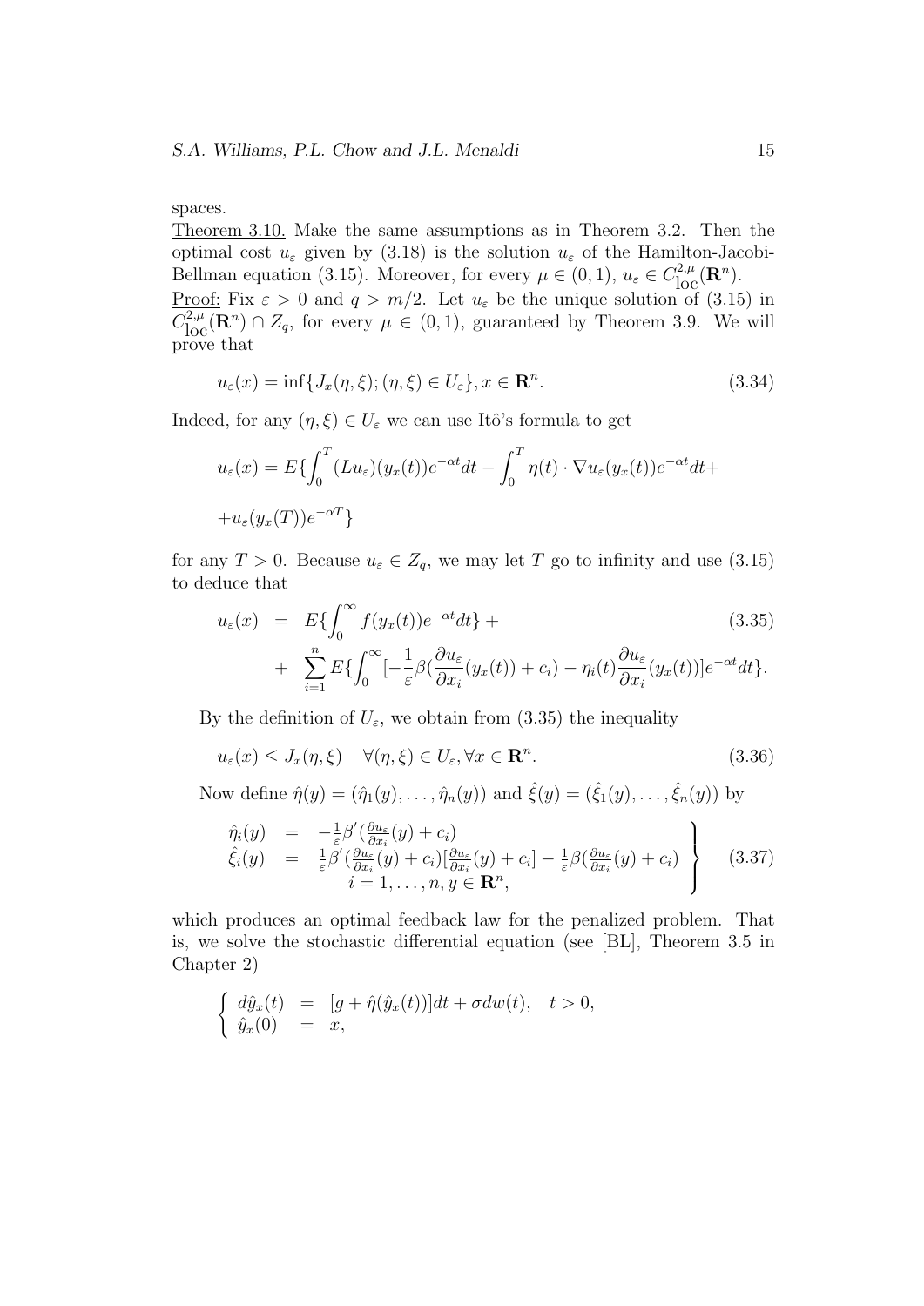spaces.

<u>Theorem 3.10.</u> Make the same assumptions as in Theorem 3.2. Then the optimal cost $u_\varepsilon$ given by (3.18) is the solution $u_\varepsilon$ of the Hamilton-Jacobi-Bellman equation (3.15). Moreover, for every $\mu \in (0,1)$, $u_\varepsilon \in C^{2,\mu}_{\text{loc}}(\mathbf{R}^n)$.

<u>Proof:</u> Fix $\varepsilon > 0$ and $q > m/2$. Let $u_\varepsilon$ be the unique solution of (3.15) in $C^{2,\mu}_{\text{loc}}(\mathbf{R}^n) \cap Z_q$, for every $\mu \in (0,1)$, guaranteed by Theorem 3.9. We will prove that

$$u_\varepsilon(x) = \inf\{J_x(\eta,\xi); (\eta,\xi) \in U_\varepsilon\}, x \in \mathbf{R}^n. \tag{3.34}$$

Indeed, for any $(\eta,\xi) \in U_\varepsilon$ we can use Itô's formula to get

$$u_\varepsilon(x) = E\{\int_0^T (Lu_\varepsilon)(y_x(t))e^{-\alpha t}dt - \int_0^T \eta(t)\cdot \nabla u_\varepsilon(y_x(t))e^{-\alpha t}dt +$$

$$+u_\varepsilon(y_x(T))e^{-\alpha T}\}$$

for any $T > 0$. Because $u_\varepsilon \in Z_q$, we may let $T$ go to infinity and use (3.15) to deduce that

$$\begin{aligned} u_\varepsilon(x) &= E\{\int_0^\infty f(y_x(t))e^{-\alpha t}dt\} + \\ &+ \sum_{i=1}^n E\{\int_0^\infty [-\frac{1}{\varepsilon}\beta(\frac{\partial u_\varepsilon}{\partial x_i}(y_x(t)) + c_i) - \eta_i(t)\frac{\partial u_\varepsilon}{\partial x_i}(y_x(t))]e^{-\alpha t}dt\}. \end{aligned} \tag{3.35}$$

By the definition of $U_\varepsilon$, we obtain from (3.35) the inequality

$$u_\varepsilon(x) \le J_x(\eta,\xi) \quad \forall (\eta,\xi) \in U_\varepsilon, \forall x \in \mathbf{R}^n. \tag{3.36}$$

Now define $\hat{\eta}(y) = (\hat{\eta}_1(y), \ldots, \hat{\eta}_n(y))$ and $\hat{\xi}(y) = (\hat{\xi}_1(y), \ldots, \hat{\xi}_n(y))$ by

$$\left.\begin{array}{rcl} \hat{\eta}_i(y) &=& -\frac{1}{\varepsilon}\beta'(\frac{\partial u_\varepsilon}{\partial x_i}(y) + c_i) \\ \hat{\xi}_i(y) &=& \frac{1}{\varepsilon}\beta'(\frac{\partial u_\varepsilon}{\partial x_i}(y) + c_i)[\frac{\partial u_\varepsilon}{\partial x_i}(y) + c_i] - \frac{1}{\varepsilon}\beta(\frac{\partial u_\varepsilon}{\partial x_i}(y) + c_i) \\ && i = 1, \ldots, n, y \in \mathbf{R}^n, \end{array}\right\} \tag{3.37}$$

which produces an optimal feedback law for the penalized problem. That is, we solve the stochastic differential equation (see [BL], Theorem 3.5 in Chapter 2)

$$\left\{\begin{array}{rcl} d\hat{y}_x(t) &=& [g + \hat{\eta}(\hat{y}_x(t))]dt + \sigma dw(t), \quad t > 0, \\ \hat{y}_x(0) &=& x, \end{array}\right.$$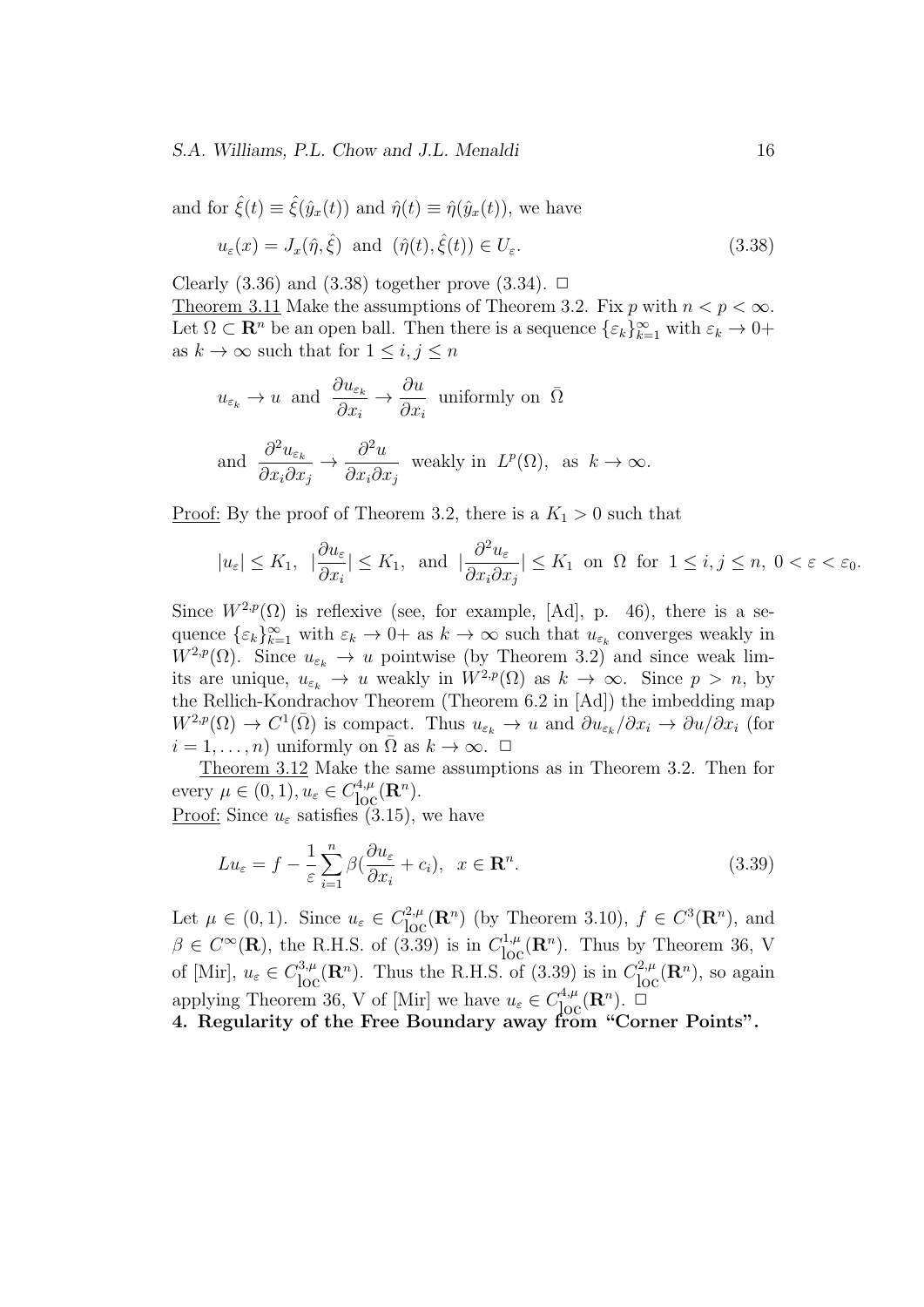and for $\hat{\xi}(t) \equiv \hat{\xi}(\hat{y}_x(t))$ and $\hat{\eta}(t) \equiv \hat{\eta}(\hat{y}_x(t))$, we have

$$u_\varepsilon(x) = J_x(\hat{\eta}, \hat{\xi}) \text{ and } (\hat{\eta}(t), \hat{\xi}(t)) \in U_\varepsilon. \tag{3.38}$$

Clearly (3.36) and (3.38) together prove (3.34). $\Box$

Theorem 3.11 Make the assumptions of Theorem 3.2. Fix $p$ with $n < p < \infty$. Let $\Omega \subset \mathbf{R}^n$ be an open ball. Then there is a sequence $\{\varepsilon_k\}_{k=1}^\infty$ with $\varepsilon_k \to 0+$ as $k \to \infty$ such that for $1 \leq i, j \leq n$

$$u_{\varepsilon_k} \to u \text{ and } \frac{\partial u_{\varepsilon_k}}{\partial x_i} \to \frac{\partial u}{\partial x_i} \text{ uniformly on } \bar{\Omega}$$

$$\text{and } \frac{\partial^2 u_{\varepsilon_k}}{\partial x_i \partial x_j} \to \frac{\partial^2 u}{\partial x_i \partial x_j} \text{ weakly in } L^p(\Omega), \text{ as } k \to \infty.$$

Proof: By the proof of Theorem 3.2, there is a $K_1 > 0$ such that

$$|u_\varepsilon| \leq K_1, \ |\frac{\partial u_\varepsilon}{\partial x_i}| \leq K_1, \text{ and } |\frac{\partial^2 u_\varepsilon}{\partial x_i \partial x_j}| \leq K_1 \text{ on } \Omega \text{ for } 1 \leq i, j \leq n, \ 0 < \varepsilon < \varepsilon_0.$$

Since $W^{2,p}(\Omega)$ is reflexive (see, for example, [Ad], p. 46), there is a sequence $\{\varepsilon_k\}_{k=1}^\infty$ with $\varepsilon_k \to 0+$ as $k \to \infty$ such that $u_{\varepsilon_k}$ converges weakly in $W^{2,p}(\Omega)$. Since $u_{\varepsilon_k} \to u$ pointwise (by Theorem 3.2) and since weak limits are unique, $u_{\varepsilon_k} \to u$ weakly in $W^{2,p}(\Omega)$ as $k \to \infty$. Since $p > n$, by the Rellich-Kondrachov Theorem (Theorem 6.2 in [Ad]) the imbedding map $W^{2,p}(\Omega) \to C^1(\bar{\Omega})$ is compact. Thus $u_{\varepsilon_k} \to u$ and $\partial u_{\varepsilon_k}/\partial x_i \to \partial u/\partial x_i$ (for $i = 1, \ldots, n$) uniformly on $\bar{\Omega}$ as $k \to \infty$. $\Box$

Theorem 3.12 Make the same assumptions as in Theorem 3.2. Then for every $\mu \in (0,1)$, $u_\varepsilon \in C^{4,\mu}_{\text{loc}}(\mathbf{R}^n)$.

Proof: Since $u_\varepsilon$ satisfies (3.15), we have

$$Lu_\varepsilon = f - \frac{1}{\varepsilon}\sum_{i=1}^n \beta(\frac{\partial u_\varepsilon}{\partial x_i} + c_i), \ \ x \in \mathbf{R}^n. \tag{3.39}$$

Let $\mu \in (0,1)$. Since $u_\varepsilon \in C^{2,\mu}_{\text{loc}}(\mathbf{R}^n)$ (by Theorem 3.10), $f \in C^3(\mathbf{R}^n)$, and $\beta \in C^\infty(\mathbf{R})$, the R.H.S. of (3.39) is in $C^{1,\mu}_{\text{loc}}(\mathbf{R}^n)$. Thus by Theorem 36, V of [Mir], $u_\varepsilon \in C^{3,\mu}_{\text{loc}}(\mathbf{R}^n)$. Thus the R.H.S. of (3.39) is in $C^{2,\mu}_{\text{loc}}(\mathbf{R}^n)$, so again applying Theorem 36, V of [Mir] we have $u_\varepsilon \in C^{4,\mu}_{\text{loc}}(\mathbf{R}^n)$. $\Box$

## 4. Regularity of the Free Boundary away from "Corner Points".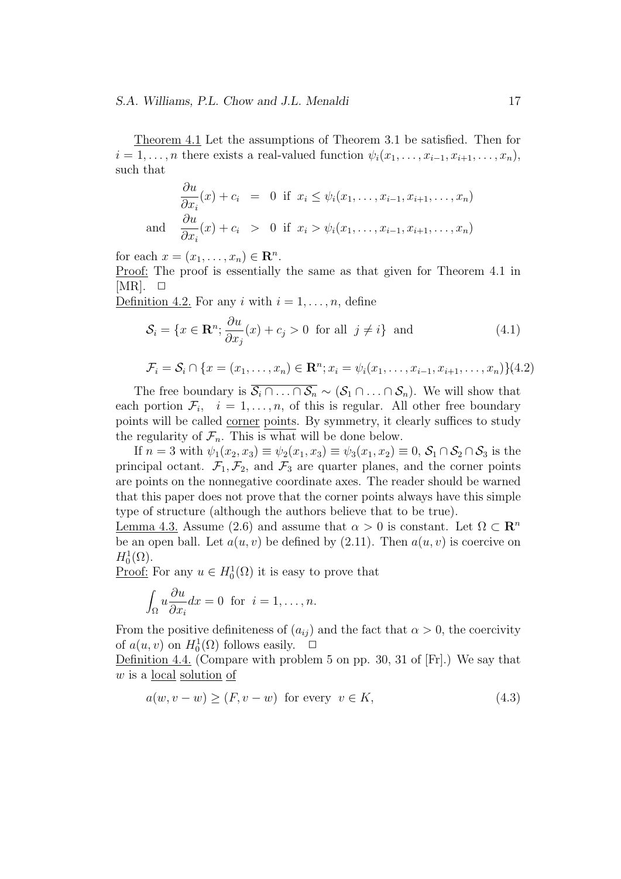Theorem 4.1 Let the assumptions of Theorem 3.1 be satisfied. Then for $i = 1, \ldots, n$ there exists a real-valued function $\psi_i(x_1, \ldots, x_{i-1}, x_{i+1}, \ldots, x_n)$, such that

$$
\begin{aligned}
\frac{\partial u}{\partial x_i}(x) + c_i &= 0 \text{ if } x_i \leq \psi_i(x_1, \ldots, x_{i-1}, x_{i+1}, \ldots, x_n) \\
\text{and} \quad \frac{\partial u}{\partial x_i}(x) + c_i &> 0 \text{ if } x_i > \psi_i(x_1, \ldots, x_{i-1}, x_{i+1}, \ldots, x_n)
\end{aligned}
$$

for each $x = (x_1, \ldots, x_n) \in \mathbf{R}^n$.

Proof: The proof is essentially the same as that given for Theorem 4.1 in [MR]. □

Definition 4.2. For any $i$ with $i = 1, \ldots, n$, define

$$
\mathcal{S}_i = \{x \in \mathbf{R}^n ; \frac{\partial u}{\partial x_j}(x) + c_j > 0 \text{ for all } j \neq i\} \text{ and} \tag{4.1}
$$

$$
\mathcal{F}_i = \mathcal{S}_i \cap \{x = (x_1, \ldots, x_n) \in \mathbf{R}^n ; x_i = \psi_i(x_1, \ldots, x_{i-1}, x_{i+1}, \ldots, x_n)\} \tag{4.2}
$$

The free boundary is $\overline{\mathcal{S}_i \cap \ldots \cap \mathcal{S}_n} \sim (\mathcal{S}_1 \cap \ldots \cap \mathcal{S}_n)$. We will show that each portion $\mathcal{F}_i$, $i = 1, \ldots, n$, of this is regular. All other free boundary points will be called corner points. By symmetry, it clearly suffices to study the regularity of $\mathcal{F}_n$. This is what will be done below.

If $n = 3$ with $\psi_1(x_2, x_3) \equiv \psi_2(x_1, x_3) \equiv \psi_3(x_1, x_2) \equiv 0$, $\mathcal{S}_1 \cap \mathcal{S}_2 \cap \mathcal{S}_3$ is the principal octant. $\mathcal{F}_1, \mathcal{F}_2$, and $\mathcal{F}_3$ are quarter planes, and the corner points are points on the nonnegative coordinate axes. The reader should be warned that this paper does not prove that the corner points always have this simple type of structure (although the authors believe that to be true).

Lemma 4.3. Assume (2.6) and assume that $\alpha > 0$ is constant. Let $\Omega \subset \mathbf{R}^n$ be an open ball. Let $a(u, v)$ be defined by (2.11). Then $a(u, v)$ is coercive on $H_0^1(\Omega)$.

Proof: For any $u \in H_0^1(\Omega)$ it is easy to prove that

$$
\int_\Omega u \frac{\partial u}{\partial x_i} dx = 0 \text{ for } i = 1, \ldots, n.
$$

From the positive definiteness of $(a_{ij})$ and the fact that $\alpha > 0$, the coercivity of $a(u, v)$ on $H_0^1(\Omega)$ follows easily. □

Definition 4.4. (Compare with problem 5 on pp. 30, 31 of [Fr].) We say that $w$ is a local solution of

$$
a(w, v - w) \geq (F, v - w) \text{ for every } v \in K, \tag{4.3}
$$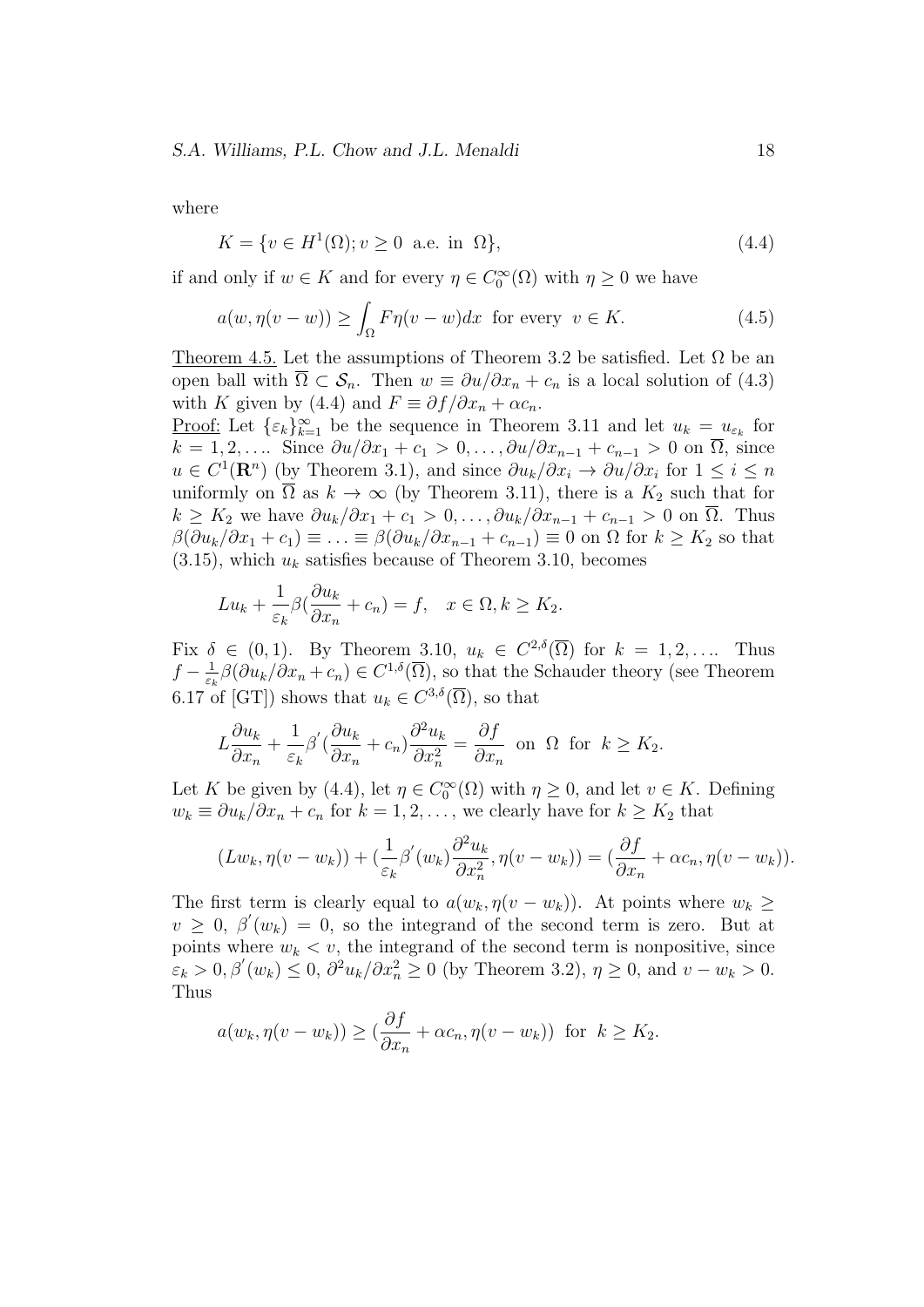where

$$K = \{v \in H^1(\Omega); v \geq 0 \text{ a.e. in } \Omega\}, \tag{4.4}$$

if and only if $w \in K$ and for every $\eta \in C_0^\infty(\Omega)$ with $\eta \geq 0$ we have

$$a(w, \eta(v - w)) \geq \int_\Omega F\eta(v - w)dx \text{ for every } v \in K. \tag{4.5}$$

Theorem 4.5. Let the assumptions of Theorem 3.2 be satisfied. Let $\Omega$ be an open ball with $\overline{\Omega} \subset \mathcal{S}_n$. Then $w \equiv \partial u/\partial x_n + c_n$ is a local solution of (4.3) with $K$ given by (4.4) and $F \equiv \partial f/\partial x_n + \alpha c_n$.

Proof: Let $\{\varepsilon_k\}_{k=1}^\infty$ be the sequence in Theorem 3.11 and let $u_k = u_{\varepsilon_k}$ for $k = 1, 2, \ldots$. Since $\partial u/\partial x_1 + c_1 > 0, \ldots, \partial u/\partial x_{n-1} + c_{n-1} > 0$ on $\overline{\Omega}$, since $u \in C^1(\mathbf{R}^n)$ (by Theorem 3.1), and since $\partial u_k/\partial x_i \to \partial u/\partial x_i$ for $1 \leq i \leq n$ uniformly on $\overline{\Omega}$ as $k \to \infty$ (by Theorem 3.11), there is a $K_2$ such that for $k \geq K_2$ we have $\partial u_k/\partial x_1 + c_1 > 0, \ldots, \partial u_k/\partial x_{n-1} + c_{n-1} > 0$ on $\overline{\Omega}$. Thus $\beta(\partial u_k/\partial x_1 + c_1) \equiv \ldots \equiv \beta(\partial u_k/\partial x_{n-1} + c_{n-1}) \equiv 0$ on $\Omega$ for $k \geq K_2$ so that (3.15), which $u_k$ satisfies because of Theorem 3.10, becomes

$$Lu_k + \frac{1}{\varepsilon_k}\beta(\frac{\partial u_k}{\partial x_n} + c_n) = f, \quad x \in \Omega, k \geq K_2.$$

Fix $\delta \in (0, 1)$. By Theorem 3.10, $u_k \in C^{2,\delta}(\overline{\Omega})$ for $k = 1, 2, \ldots$. Thus $f - \frac{1}{\varepsilon_k}\beta(\partial u_k/\partial x_n + c_n) \in C^{1,\delta}(\overline{\Omega})$, so that the Schauder theory (see Theorem 6.17 of [GT]) shows that $u_k \in C^{3,\delta}(\overline{\Omega})$, so that

$$L\frac{\partial u_k}{\partial x_n} + \frac{1}{\varepsilon_k}\beta'(\frac{\partial u_k}{\partial x_n} + c_n)\frac{\partial^2 u_k}{\partial x_n^2} = \frac{\partial f}{\partial x_n} \text{ on } \Omega \text{ for } k \geq K_2.$$

Let $K$ be given by (4.4), let $\eta \in C_0^\infty(\Omega)$ with $\eta \geq 0$, and let $v \in K$. Defining $w_k \equiv \partial u_k/\partial x_n + c_n$ for $k = 1, 2, \ldots$, we clearly have for $k \geq K_2$ that

$$(Lw_k, \eta(v - w_k)) + (\frac{1}{\varepsilon_k}\beta'(w_k)\frac{\partial^2 u_k}{\partial x_n^2}, \eta(v - w_k)) = (\frac{\partial f}{\partial x_n} + \alpha c_n, \eta(v - w_k)).$$

The first term is clearly equal to $a(w_k, \eta(v - w_k))$. At points where $w_k \geq v \geq 0$, $\beta'(w_k) = 0$, so the integrand of the second term is zero. But at points where $w_k < v$, the integrand of the second term is nonpositive, since $\varepsilon_k > 0, \beta'(w_k) \leq 0$, $\partial^2 u_k/\partial x_n^2 \geq 0$ (by Theorem 3.2), $\eta \geq 0$, and $v - w_k > 0$. Thus

$$a(w_k, \eta(v - w_k)) \geq (\frac{\partial f}{\partial x_n} + \alpha c_n, \eta(v - w_k)) \text{ for } k \geq K_2.$$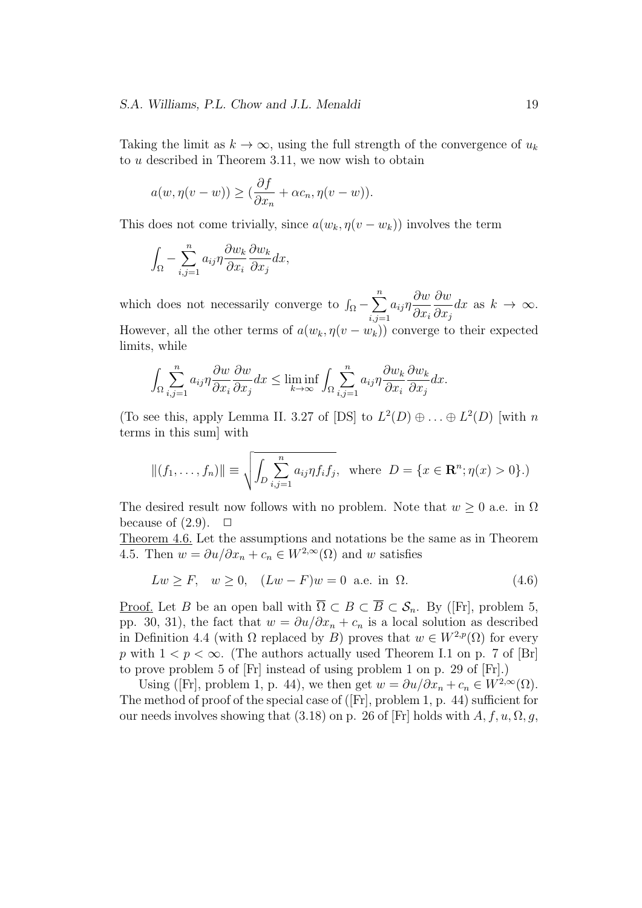Taking the limit as $k \to \infty$, using the full strength of the convergence of $u_k$ to $u$ described in Theorem 3.11, we now wish to obtain

$$a(w, \eta(v - w)) \geq (\frac{\partial f}{\partial x_n} + \alpha c_n, \eta(v - w)).$$

This does not come trivially, since $a(w_k, \eta(v - w_k))$ involves the term

$$\int_\Omega - \sum_{i,j=1}^{n} a_{ij} \eta \frac{\partial w_k}{\partial x_i} \frac{\partial w_k}{\partial x_j} dx,$$

which does not necessarily converge to $\int_\Omega - \sum_{i,j=1}^{n} a_{ij} \eta \frac{\partial w}{\partial x_i} \frac{\partial w}{\partial x_j} dx$ as $k \to \infty$. However, all the other terms of $a(w_k, \eta(v - w_k))$ converge to their expected limits, while

$$\int_\Omega \sum_{i,j=1}^{n} a_{ij} \eta \frac{\partial w}{\partial x_i} \frac{\partial w}{\partial x_j} dx \leq \liminf_{k \to \infty} \int_\Omega \sum_{i,j=1}^{n} a_{ij} \eta \frac{\partial w_k}{\partial x_i} \frac{\partial w_k}{\partial x_j} dx.$$

(To see this, apply Lemma II. 3.27 of [DS] to $L^2(D) \oplus \ldots \oplus L^2(D)$ [with $n$ terms in this sum] with

$$\|(f_1, \ldots, f_n)\| \equiv \sqrt{\int_D \sum_{i,j=1}^{n} a_{ij} \eta f_i f_j}, \text{ where } D = \{x \in \mathbf{R}^n; \eta(x) > 0\}.)$$

The desired result now follows with no problem. Note that $w \geq 0$ a.e. in $\Omega$ because of (2.9). $\square$

Theorem 4.6. Let the assumptions and notations be the same as in Theorem 4.5. Then $w = \partial u / \partial x_n + c_n \in W^{2,\infty}(\Omega)$ and $w$ satisfies

$$Lw \geq F, \quad w \geq 0, \quad (Lw - F)w = 0 \text{ a.e. in } \Omega. \tag{4.6}$$

Proof. Let $B$ be an open ball with $\overline{\Omega} \subset B \subset \overline{B} \subset \mathcal{S}_n$. By ([Fr], problem 5, pp. 30, 31), the fact that $w = \partial u / \partial x_n + c_n$ is a local solution as described in Definition 4.4 (with $\Omega$ replaced by $B$) proves that $w \in W^{2,p}(\Omega)$ for every $p$ with $1 < p < \infty$. (The authors actually used Theorem I.1 on p. 7 of [Br] to prove problem 5 of [Fr] instead of using problem 1 on p. 29 of [Fr].)

Using ([Fr], problem 1, p. 44), we then get $w = \partial u / \partial x_n + c_n \in W^{2,\infty}(\Omega)$. The method of proof of the special case of ([Fr], problem 1, p. 44) sufficient for our needs involves showing that (3.18) on p. 26 of [Fr] holds with $A, f, u, \Omega, g,$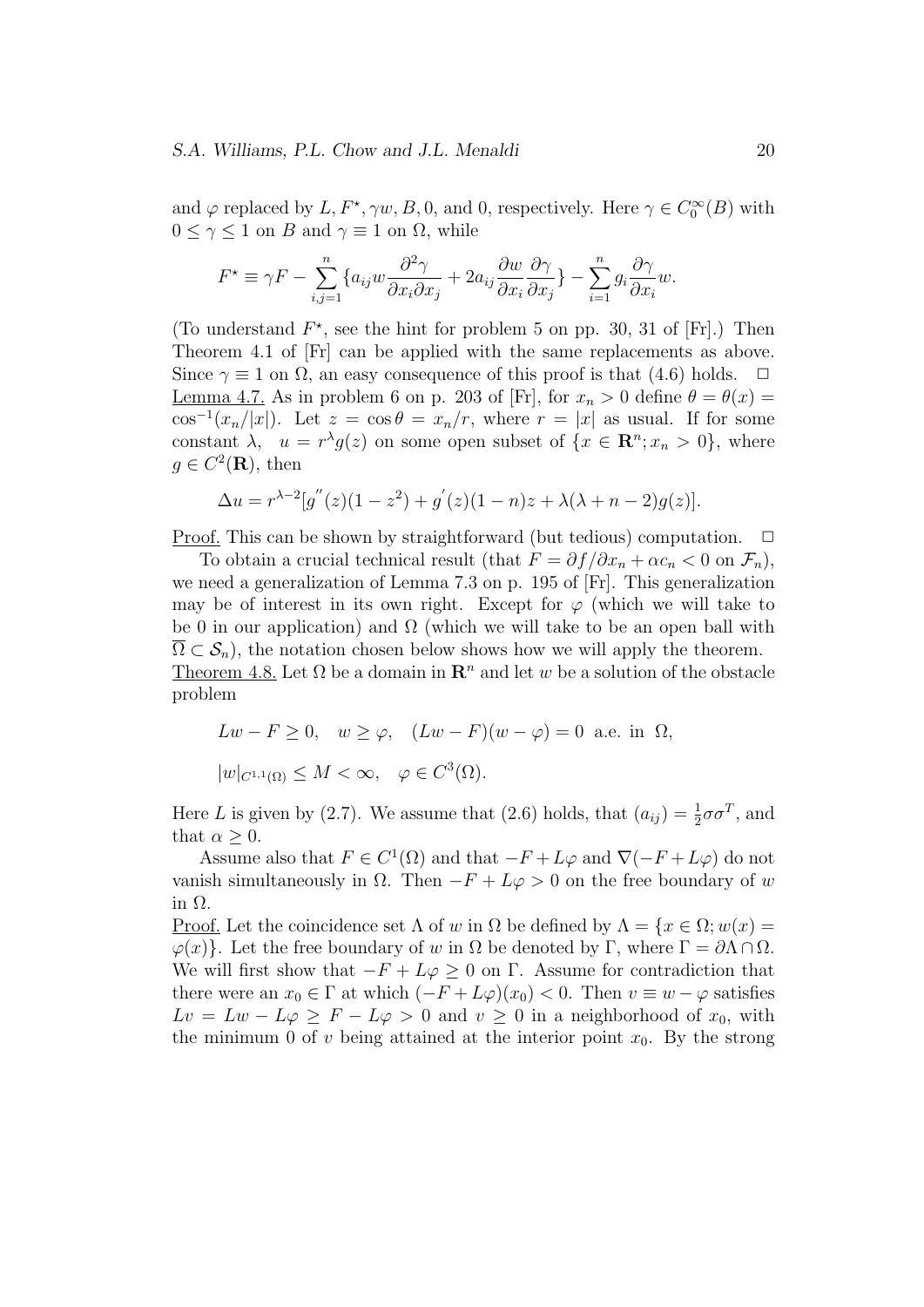and $\varphi$ replaced by $L, F^\star, \gamma w, B, 0$, and $0$, respectively. Here $\gamma \in C_0^\infty(B)$ with $0 \leq \gamma \leq 1$ on $B$ and $\gamma \equiv 1$ on $\Omega$, while

$$F^\star \equiv \gamma F - \sum_{i,j=1}^{n} \{a_{ij} w \frac{\partial^2 \gamma}{\partial x_i \partial x_j} + 2a_{ij} \frac{\partial w}{\partial x_i} \frac{\partial \gamma}{\partial x_j}\} - \sum_{i=1}^{n} g_i \frac{\partial \gamma}{\partial x_i} w.$$

(To understand $F^\star$, see the hint for problem 5 on pp. 30, 31 of [Fr].) Then Theorem 4.1 of [Fr] can be applied with the same replacements as above. Since $\gamma \equiv 1$ on $\Omega$, an easy consequence of this proof is that (4.6) holds. $\square$

Lemma 4.7. As in problem 6 on p. 203 of [Fr], for $x_n > 0$ define $\theta = \theta(x) = \cos^{-1}(x_n/|x|)$. Let $z = \cos\theta = x_n/r$, where $r = |x|$ as usual. If for some constant $\lambda$, $u = r^\lambda g(z)$ on some open subset of $\{x \in \mathbf{R}^n; x_n > 0\}$, where $g \in C^2(\mathbf{R})$, then

$$\Delta u = r^{\lambda-2}[g''(z)(1-z^2) + g'(z)(1-n)z + \lambda(\lambda+n-2)g(z)].$$

Proof. This can be shown by straightforward (but tedious) computation. $\square$

To obtain a crucial technical result (that $F = \partial f/\partial x_n + \alpha c_n < 0$ on $\mathcal{F}_n$), we need a generalization of Lemma 7.3 on p. 195 of [Fr]. This generalization may be of interest in its own right. Except for $\varphi$ (which we will take to be 0 in our application) and $\Omega$ (which we will take to be an open ball with $\overline{\Omega} \subset \mathcal{S}_n$), the notation chosen below shows how we will apply the theorem.

Theorem 4.8. Let $\Omega$ be a domain in $\mathbf{R}^n$ and let $w$ be a solution of the obstacle problem

$$Lw - F \geq 0, \quad w \geq \varphi, \quad (Lw - F)(w - \varphi) = 0 \text{ a.e. in } \Omega,$$

$$|w|_{C^{1,1}(\Omega)} \leq M < \infty, \quad \varphi \in C^3(\Omega).$$

Here $L$ is given by (2.7). We assume that (2.6) holds, that $(a_{ij}) = \frac{1}{2}\sigma\sigma^T$, and that $\alpha \geq 0$.

Assume also that $F \in C^1(\Omega)$ and that $-F + L\varphi$ and $\nabla(-F + L\varphi)$ do not vanish simultaneously in $\Omega$. Then $-F + L\varphi > 0$ on the free boundary of $w$ in $\Omega$.

Proof. Let the coincidence set $\Lambda$ of $w$ in $\Omega$ be defined by $\Lambda = \{x \in \Omega; w(x) = \varphi(x)\}$. Let the free boundary of $w$ in $\Omega$ be denoted by $\Gamma$, where $\Gamma = \partial\Lambda \cap \Omega$. We will first show that $-F + L\varphi \geq 0$ on $\Gamma$. Assume for contradiction that there were an $x_0 \in \Gamma$ at which $(-F + L\varphi)(x_0) < 0$. Then $v \equiv w - \varphi$ satisfies $Lv = Lw - L\varphi \geq F - L\varphi > 0$ and $v \geq 0$ in a neighborhood of $x_0$, with the minimum 0 of $v$ being attained at the interior point $x_0$. By the strong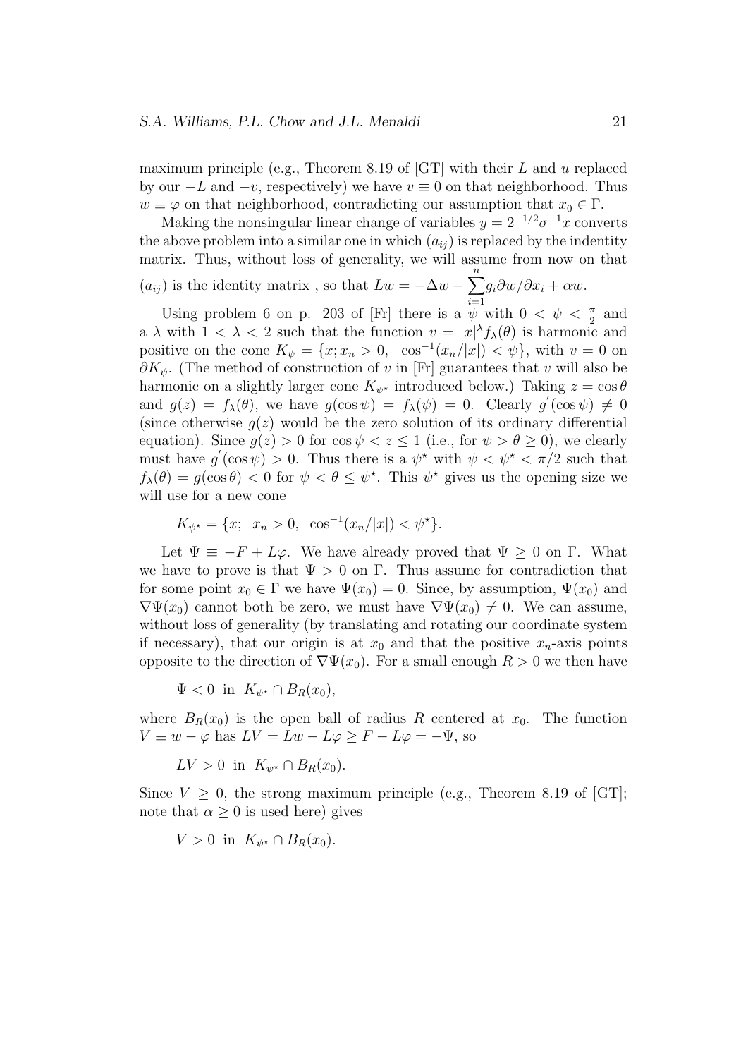maximum principle (e.g., Theorem 8.19 of [GT] with their $L$ and $u$ replaced by our $-L$ and $-v$, respectively) we have $v \equiv 0$ on that neighborhood. Thus $w \equiv \varphi$ on that neighborhood, contradicting our assumption that $x_0 \in \Gamma$.

Making the nonsingular linear change of variables $y = 2^{-1/2}\sigma^{-1}x$ converts the above problem into a similar one in which $(a_{ij})$ is replaced by the indentity matrix. Thus, without loss of generality, we will assume from now on that $(a_{ij})$ is the identity matrix , so that $Lw = -\Delta w - \sum_{i=1}^{n} g_i \partial w/\partial x_i + \alpha w$.

Using problem 6 on p. 203 of [Fr] there is a $\psi$ with $0 < \psi < \frac{\pi}{2}$ and a $\lambda$ with $1 < \lambda < 2$ such that the function $v = |x|^\lambda f_\lambda(\theta)$ is harmonic and positive on the cone $K_\psi = \{x; x_n > 0, \ \cos^{-1}(x_n/|x|) < \psi\}$, with $v = 0$ on $\partial K_\psi$. (The method of construction of $v$ in [Fr] guarantees that $v$ will also be harmonic on a slightly larger cone $K_{\psi^\star}$ introduced below.) Taking $z = \cos\theta$ and $g(z) = f_\lambda(\theta)$, we have $g(\cos\psi) = f_\lambda(\psi) = 0$. Clearly $g'(\cos\psi) \neq 0$ (since otherwise $g(z)$ would be the zero solution of its ordinary differential equation). Since $g(z) > 0$ for $\cos\psi < z \leq 1$ (i.e., for $\psi > \theta \geq 0$), we clearly must have $g'(\cos\psi) > 0$. Thus there is a $\psi^\star$ with $\psi < \psi^\star < \pi/2$ such that $f_\lambda(\theta) = g(\cos\theta) < 0$ for $\psi < \theta \leq \psi^\star$. This $\psi^\star$ gives us the opening size we will use for a new cone

$$K_{\psi^\star} = \{x; \ x_n > 0, \ \cos^{-1}(x_n/|x|) < \psi^\star\}.$$

Let $\Psi \equiv -F + L\varphi$. We have already proved that $\Psi \geq 0$ on $\Gamma$. What we have to prove is that $\Psi > 0$ on $\Gamma$. Thus assume for contradiction that for some point $x_0 \in \Gamma$ we have $\Psi(x_0) = 0$. Since, by assumption, $\Psi(x_0)$ and $\nabla\Psi(x_0)$ cannot both be zero, we must have $\nabla\Psi(x_0) \neq 0$. We can assume, without loss of generality (by translating and rotating our coordinate system if necessary), that our origin is at $x_0$ and that the positive $x_n$-axis points opposite to the direction of $\nabla\Psi(x_0)$. For a small enough $R > 0$ we then have

$$\Psi < 0 \ \text{ in } \ K_{\psi^\star} \cap B_R(x_0),$$

where $B_R(x_0)$ is the open ball of radius $R$ centered at $x_0$. The function $V \equiv w - \varphi$ has $LV = Lw - L\varphi \geq F - L\varphi = -\Psi$, so

$$LV > 0 \ \text{ in } \ K_{\psi^\star} \cap B_R(x_0).$$

Since $V \geq 0$, the strong maximum principle (e.g., Theorem 8.19 of [GT]; note that $\alpha \geq 0$ is used here) gives

$$V > 0 \ \text{ in } \ K_{\psi^\star} \cap B_R(x_0).$$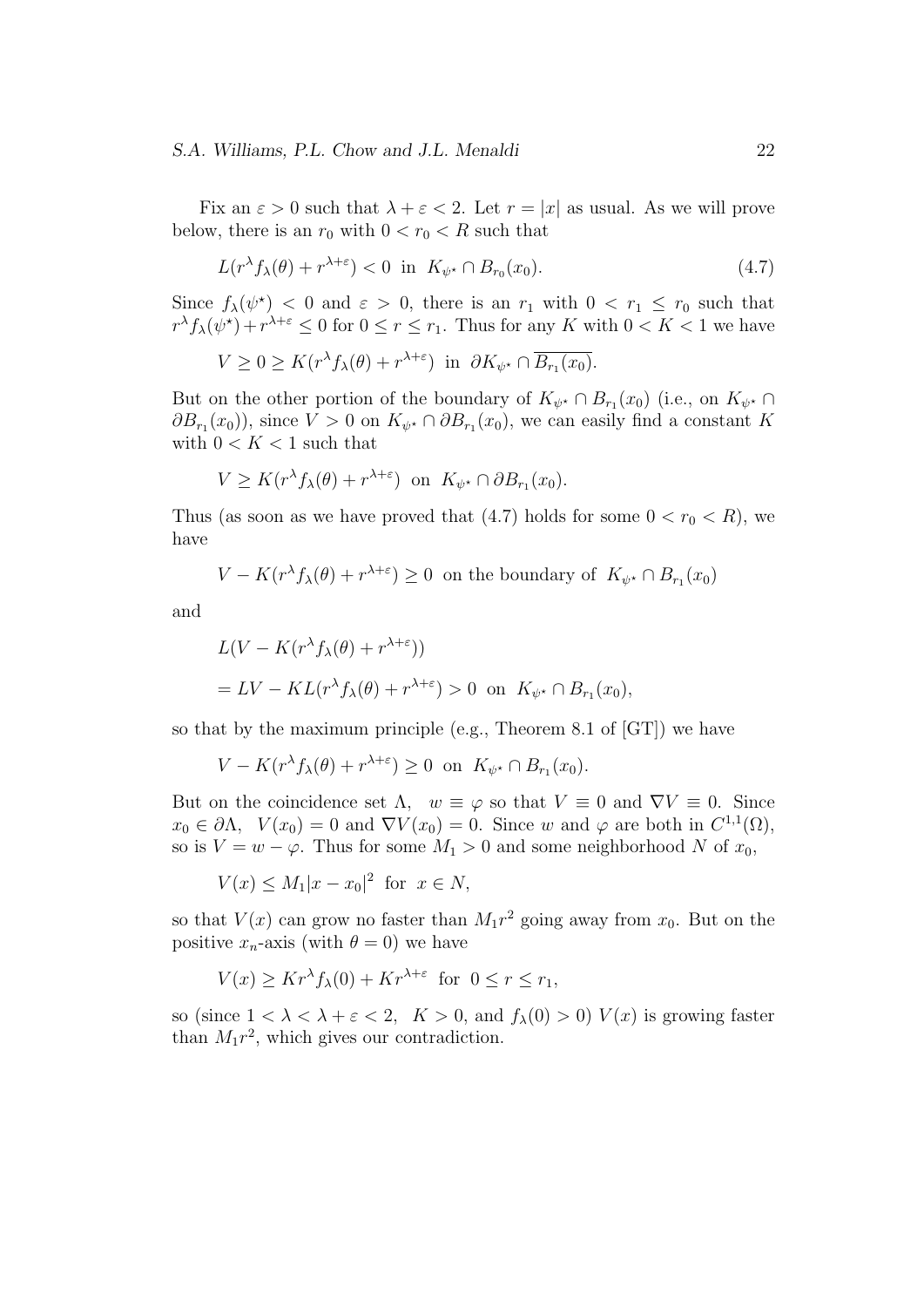Fix an $\varepsilon > 0$ such that $\lambda + \varepsilon < 2$. Let $r = |x|$ as usual. As we will prove below, there is an $r_0$ with $0 < r_0 < R$ such that

$$L(r^\lambda f_\lambda(\theta) + r^{\lambda+\varepsilon}) < 0 \text{ in } K_{\psi^\star} \cap B_{r_0}(x_0). \tag{4.7}$$

Since $f_\lambda(\psi^\star) < 0$ and $\varepsilon > 0$, there is an $r_1$ with $0 < r_1 \leq r_0$ such that $r^\lambda f_\lambda(\psi^\star) + r^{\lambda+\varepsilon} \leq 0$ for $0 \leq r \leq r_1$. Thus for any $K$ with $0 < K < 1$ we have

$$V \geq 0 \geq K(r^\lambda f_\lambda(\theta) + r^{\lambda+\varepsilon}) \text{ in } \partial K_{\psi^\star} \cap \overline{B_{r_1}(x_0)}.$$

But on the other portion of the boundary of $K_{\psi^\star} \cap B_{r_1}(x_0)$ (i.e., on $K_{\psi^\star} \cap \partial B_{r_1}(x_0)$), since $V > 0$ on $K_{\psi^\star} \cap \partial B_{r_1}(x_0)$, we can easily find a constant $K$ with $0 < K < 1$ such that

$$V \geq K(r^\lambda f_\lambda(\theta) + r^{\lambda+\varepsilon}) \text{ on } K_{\psi^\star} \cap \partial B_{r_1}(x_0).$$

Thus (as soon as we have proved that (4.7) holds for some $0 < r_0 < R$), we have

$$V - K(r^\lambda f_\lambda(\theta) + r^{\lambda+\varepsilon}) \geq 0 \text{ on the boundary of } K_{\psi^\star} \cap B_{r_1}(x_0)$$

and

$$\begin{aligned} &L(V - K(r^\lambda f_\lambda(\theta) + r^{\lambda+\varepsilon})) \\ &= LV - KL(r^\lambda f_\lambda(\theta) + r^{\lambda+\varepsilon}) > 0 \text{ on } K_{\psi^\star} \cap B_{r_1}(x_0), \end{aligned}$$

so that by the maximum principle (e.g., Theorem 8.1 of [GT]) we have

$$V - K(r^\lambda f_\lambda(\theta) + r^{\lambda+\varepsilon}) \geq 0 \text{ on } K_{\psi^\star} \cap B_{r_1}(x_0).$$

But on the coincidence set $\Lambda$, $w \equiv \varphi$ so that $V \equiv 0$ and $\nabla V \equiv 0$. Since $x_0 \in \partial\Lambda$, $V(x_0) = 0$ and $\nabla V(x_0) = 0$. Since $w$ and $\varphi$ are both in $C^{1,1}(\Omega)$, so is $V = w - \varphi$. Thus for some $M_1 > 0$ and some neighborhood $N$ of $x_0$,

$$V(x) \leq M_1 |x - x_0|^2 \text{ for } x \in N,$$

so that $V(x)$ can grow no faster than $M_1 r^2$ going away from $x_0$. But on the positive $x_n$-axis (with $\theta = 0$) we have

$$V(x) \geq K r^\lambda f_\lambda(0) + K r^{\lambda+\varepsilon} \text{ for } 0 \leq r \leq r_1,$$

so (since $1 < \lambda < \lambda + \varepsilon < 2$, $K > 0$, and $f_\lambda(0) > 0$) $V(x)$ is growing faster than $M_1 r^2$, which gives our contradiction.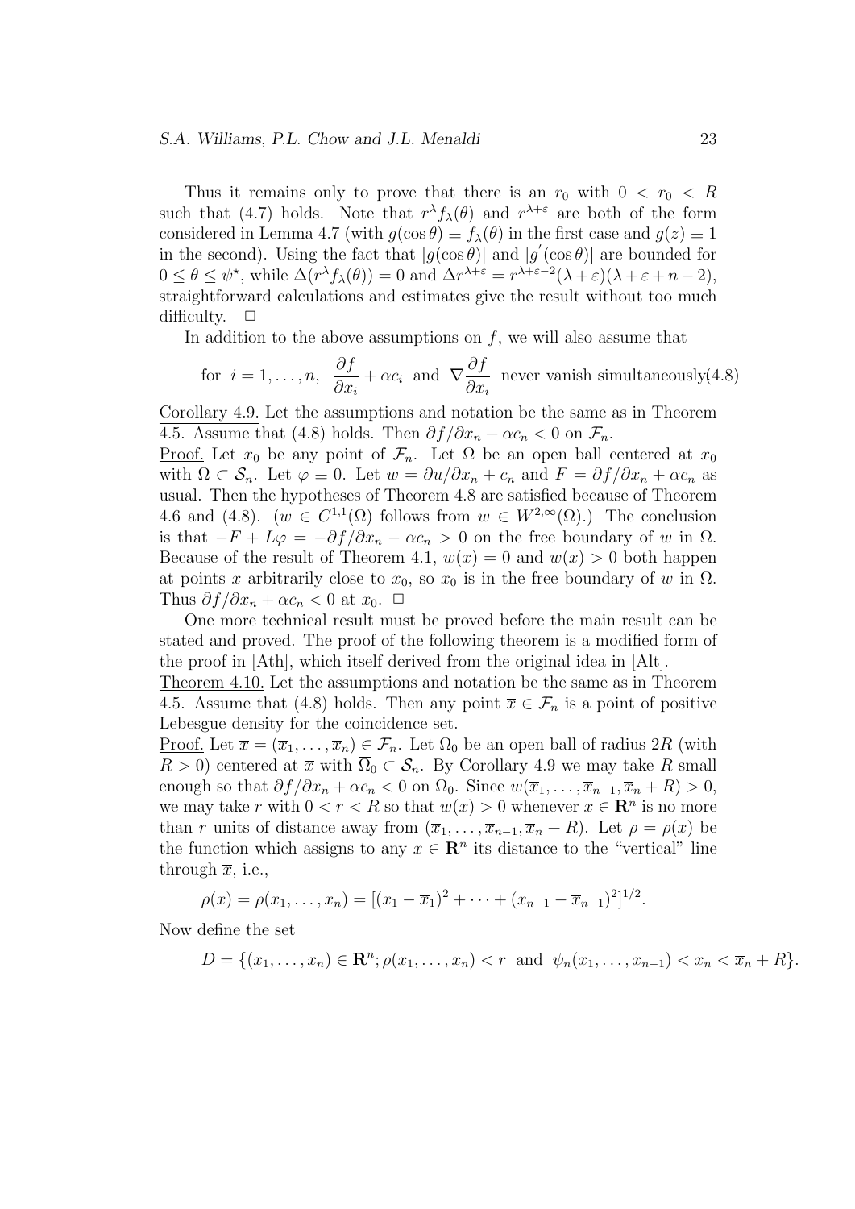Thus it remains only to prove that there is an $r_0$ with $0 < r_0 < R$ such that (4.7) holds. Note that $r^\lambda f_\lambda(\theta)$ and $r^{\lambda+\varepsilon}$ are both of the form considered in Lemma 4.7 (with $g(\cos\theta) \equiv f_\lambda(\theta)$ in the first case and $g(z) \equiv 1$ in the second). Using the fact that $|g(\cos\theta)|$ and $|g'(\cos\theta)|$ are bounded for $0 \le \theta \le \psi^\star$, while $\Delta(r^\lambda f_\lambda(\theta)) = 0$ and $\Delta r^{\lambda+\varepsilon} = r^{\lambda+\varepsilon-2}(\lambda+\varepsilon)(\lambda+\varepsilon+n-2)$, straightforward calculations and estimates give the result without too much difficulty. $\square$

In addition to the above assumptions on $f$, we will also assume that

$$\text{for } i = 1,\ldots,n, \ \ \frac{\partial f}{\partial x_i} + \alpha c_i \ \text{ and } \ \nabla \frac{\partial f}{\partial x_i} \ \text{ never vanish simultaneously} \tag{4.8}$$

<u>Corollary 4.9.</u> Let the assumptions and notation be the same as in Theorem 4.5. Assume that (4.8) holds. Then $\partial f/\partial x_n + \alpha c_n < 0$ on $\mathcal{F}_n$.

<u>Proof.</u> Let $x_0$ be any point of $\mathcal{F}_n$. Let $\Omega$ be an open ball centered at $x_0$ with $\overline{\Omega} \subset \mathcal{S}_n$. Let $\varphi \equiv 0$. Let $w = \partial u/\partial x_n + c_n$ and $F = \partial f/\partial x_n + \alpha c_n$ as usual. Then the hypotheses of Theorem 4.8 are satisfied because of Theorem 4.6 and (4.8). ($w \in C^{1,1}(\Omega)$ follows from $w \in W^{2,\infty}(\Omega)$.) The conclusion is that $-F + L\varphi = -\partial f/\partial x_n - \alpha c_n > 0$ on the free boundary of $w$ in $\Omega$. Because of the result of Theorem 4.1, $w(x) = 0$ and $w(x) > 0$ both happen at points $x$ arbitrarily close to $x_0$, so $x_0$ is in the free boundary of $w$ in $\Omega$. Thus $\partial f/\partial x_n + \alpha c_n < 0$ at $x_0$. $\square$

One more technical result must be proved before the main result can be stated and proved. The proof of the following theorem is a modified form of the proof in [Ath], which itself derived from the original idea in [Alt].

<u>Theorem 4.10.</u> Let the assumptions and notation be the same as in Theorem 4.5. Assume that (4.8) holds. Then any point $\overline{x} \in \mathcal{F}_n$ is a point of positive Lebesgue density for the coincidence set.

<u>Proof.</u> Let $\overline{x} = (\overline{x}_1,\ldots,\overline{x}_n) \in \mathcal{F}_n$. Let $\Omega_0$ be an open ball of radius $2R$ (with $R > 0$) centered at $\overline{x}$ with $\overline{\Omega}_0 \subset \mathcal{S}_n$. By Corollary 4.9 we may take $R$ small enough so that $\partial f/\partial x_n + \alpha c_n < 0$ on $\Omega_0$. Since $w(\overline{x}_1,\ldots,\overline{x}_{n-1},\overline{x}_n + R) > 0$, we may take $r$ with $0 < r < R$ so that $w(x) > 0$ whenever $x \in \mathbf{R}^n$ is no more than $r$ units of distance away from $(\overline{x}_1,\ldots,\overline{x}_{n-1},\overline{x}_n + R)$. Let $\rho = \rho(x)$ be the function which assigns to any $x \in \mathbf{R}^n$ its distance to the "vertical" line through $\overline{x}$, i.e.,

$$\rho(x) = \rho(x_1,\ldots,x_n) = [(x_1 - \overline{x}_1)^2 + \cdots + (x_{n-1} - \overline{x}_{n-1})^2]^{1/2}.$$

Now define the set

$$D = \{(x_1,\ldots,x_n) \in \mathbf{R}^n; \rho(x_1,\ldots,x_n) < r \ \text{ and } \ \psi_n(x_1,\ldots,x_{n-1}) < x_n < \overline{x}_n + R\}.$$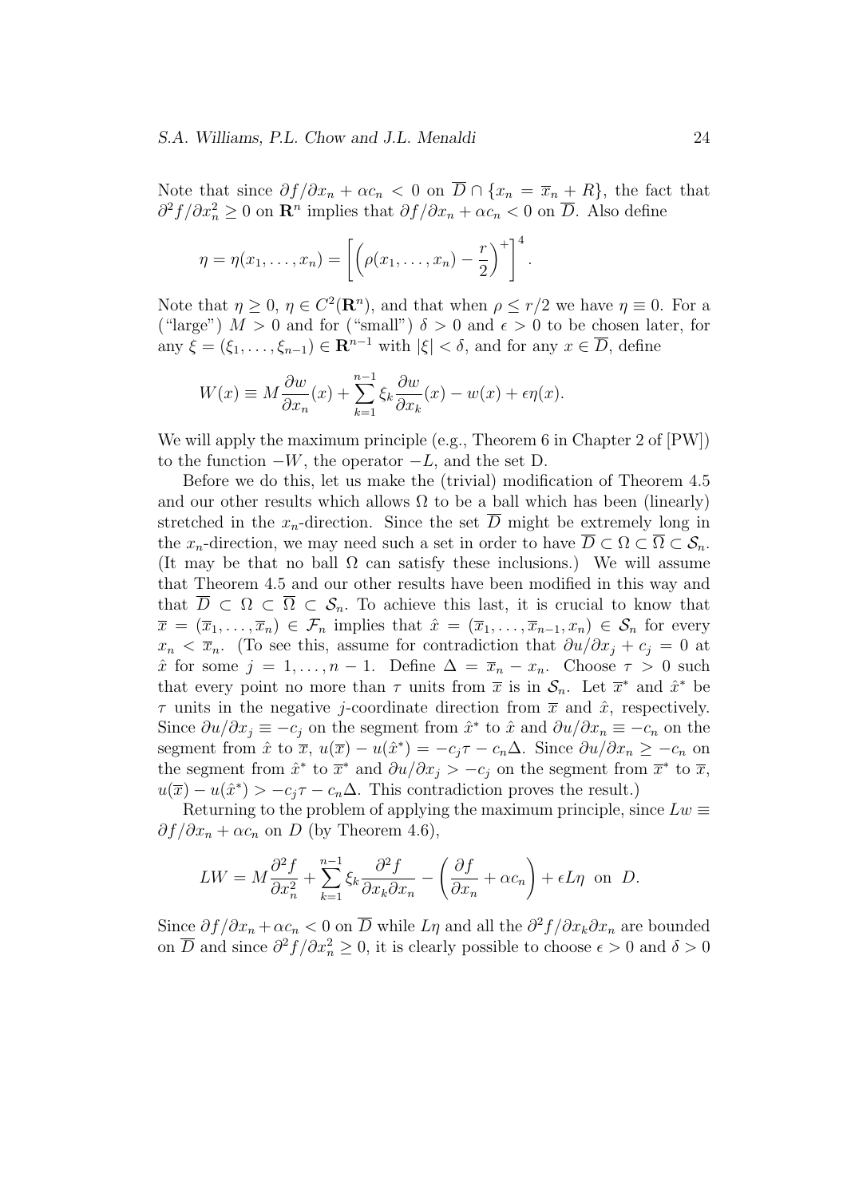Note that since $\partial f/\partial x_n + \alpha c_n < 0$ on $\overline{D} \cap \{x_n = \overline{x}_n + R\}$, the fact that $\partial^2 f/\partial x_n^2 \geq 0$ on $\mathbf{R}^n$ implies that $\partial f/\partial x_n + \alpha c_n < 0$ on $\overline{D}$. Also define

$$\eta = \eta(x_1, \ldots, x_n) = \left[ \left( \rho(x_1, \ldots, x_n) - \frac{r}{2} \right)^+ \right]^4.$$

Note that $\eta \geq 0$, $\eta \in C^2(\mathbf{R}^n)$, and that when $\rho \leq r/2$ we have $\eta \equiv 0$. For a ("large") $M > 0$ and for ("small") $\delta > 0$ and $\epsilon > 0$ to be chosen later, for any $\xi = (\xi_1, \ldots, \xi_{n-1}) \in \mathbf{R}^{n-1}$ with $|\xi| < \delta$, and for any $x \in \overline{D}$, define

$$W(x) \equiv M \frac{\partial w}{\partial x_n}(x) + \sum_{k=1}^{n-1} \xi_k \frac{\partial w}{\partial x_k}(x) - w(x) + \epsilon \eta(x).$$

We will apply the maximum principle (e.g., Theorem 6 in Chapter 2 of [PW]) to the function $-W$, the operator $-L$, and the set D.

Before we do this, let us make the (trivial) modification of Theorem 4.5 and our other results which allows $\Omega$ to be a ball which has been (linearly) stretched in the $x_n$-direction. Since the set $\overline{D}$ might be extremely long in the $x_n$-direction, we may need such a set in order to have $\overline{D} \subset \Omega \subset \overline{\Omega} \subset \mathcal{S}_n$. (It may be that no ball $\Omega$ can satisfy these inclusions.) We will assume that Theorem 4.5 and our other results have been modified in this way and that $\overline{D} \subset \Omega \subset \overline{\Omega} \subset \mathcal{S}_n$. To achieve this last, it is crucial to know that $\overline{x} = (\overline{x}_1, \ldots, \overline{x}_n) \in \mathcal{F}_n$ implies that $\hat{x} = (\overline{x}_1, \ldots, \overline{x}_{n-1}, x_n) \in \mathcal{S}_n$ for every $x_n < \overline{x}_n$. (To see this, assume for contradiction that $\partial u/\partial x_j + c_j = 0$ at $\hat{x}$ for some $j = 1, \ldots, n-1$. Define $\Delta = \overline{x}_n - x_n$. Choose $\tau > 0$ such that every point no more than $\tau$ units from $\overline{x}$ is in $\mathcal{S}_n$. Let $\overline{x}^*$ and $\hat{x}^*$ be $\tau$ units in the negative $j$-coordinate direction from $\overline{x}$ and $\hat{x}$, respectively. Since $\partial u/\partial x_j \equiv -c_j$ on the segment from $\hat{x}^*$ to $\hat{x}$ and $\partial u/\partial x_n \equiv -c_n$ on the segment from $\hat{x}$ to $\overline{x}$, $u(\overline{x}) - u(\hat{x}^*) = -c_j\tau - c_n\Delta$. Since $\partial u/\partial x_n \geq -c_n$ on the segment from $\hat{x}^*$ to $\overline{x}^*$ and $\partial u/\partial x_j > -c_j$ on the segment from $\overline{x}^*$ to $\overline{x}$, $u(\overline{x}) - u(\hat{x}^*) > -c_j\tau - c_n\Delta$. This contradiction proves the result.)

Returning to the problem of applying the maximum principle, since $Lw \equiv \partial f/\partial x_n + \alpha c_n$ on $D$ (by Theorem 4.6),

$$LW = M \frac{\partial^2 f}{\partial x_n^2} + \sum_{k=1}^{n-1} \xi_k \frac{\partial^2 f}{\partial x_k \partial x_n} - \left( \frac{\partial f}{\partial x_n} + \alpha c_n \right) + \epsilon L\eta \text{ on } D.$$

Since $\partial f/\partial x_n + \alpha c_n < 0$ on $\overline{D}$ while $L\eta$ and all the $\partial^2 f/\partial x_k \partial x_n$ are bounded on $\overline{D}$ and since $\partial^2 f/\partial x_n^2 \geq 0$, it is clearly possible to choose $\epsilon > 0$ and $\delta > 0$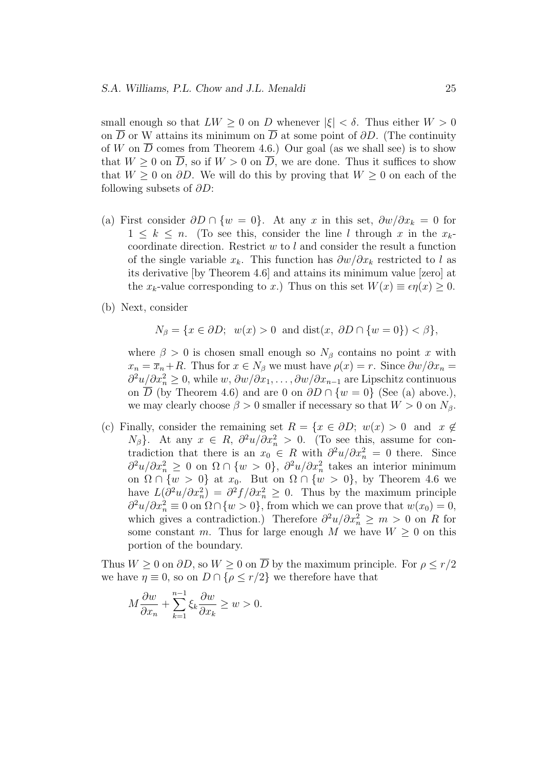small enough so that $LW \geq 0$ on $D$ whenever $|\xi| < \delta$. Thus either $W > 0$ on $\overline{D}$ or W attains its minimum on $\overline{D}$ at some point of $\partial D$. (The continuity of $W$ on $\overline{D}$ comes from Theorem 4.6.) Our goal (as we shall see) is to show that $W \geq 0$ on $\overline{D}$, so if $W > 0$ on $\overline{D}$, we are done. Thus it suffices to show that $W \geq 0$ on $\partial D$. We will do this by proving that $W \geq 0$ on each of the following subsets of $\partial D$:

(a) First consider $\partial D \cap \{w = 0\}$. At any $x$ in this set, $\partial w/\partial x_k = 0$ for $1 \leq k \leq n$. (To see this, consider the line $l$ through $x$ in the $x_k$-coordinate direction. Restrict $w$ to $l$ and consider the result a function of the single variable $x_k$. This function has $\partial w/\partial x_k$ restricted to $l$ as its derivative [by Theorem 4.6] and attains its minimum value [zero] at the $x_k$-value corresponding to $x$.) Thus on this set $W(x) \equiv \epsilon\eta(x) \geq 0$.

(b) Next, consider

$$N_\beta = \{x \in \partial D;\ \ w(x) > 0 \ \text{ and } \operatorname{dist}(x,\ \partial D \cap \{w = 0\}) < \beta\},$$

where $\beta > 0$ is chosen small enough so $N_\beta$ contains no point $x$ with $x_n = \overline{x}_n + R$. Thus for $x \in N_\beta$ we must have $\rho(x) = r$. Since $\partial w/\partial x_n = \partial^2 u/\partial x_n^2 \geq 0$, while $w, \partial w/\partial x_1, \ldots, \partial w/\partial x_{n-1}$ are Lipschitz continuous on $\overline{D}$ (by Theorem 4.6) and are 0 on $\partial D \cap \{w = 0\}$ (See (a) above.), we may clearly choose $\beta > 0$ smaller if necessary so that $W > 0$ on $N_\beta$.

(c) Finally, consider the remaining set $R = \{x \in \partial D;\ w(x) > 0 \ \text{ and } \ x \notin N_\beta\}$. At any $x \in R$, $\partial^2 u/\partial x_n^2 > 0$. (To see this, assume for contradiction that there is an $x_0 \in R$ with $\partial^2 u/\partial x_n^2 = 0$ there. Since $\partial^2 u/\partial x_n^2 \geq 0$ on $\Omega \cap \{w > 0\}$, $\partial^2 u/\partial x_n^2$ takes an interior minimum on $\Omega \cap \{w > 0\}$ at $x_0$. But on $\Omega \cap \{w > 0\}$, by Theorem 4.6 we have $L(\partial^2 u/\partial x_n^2) = \partial^2 f/\partial x_n^2 \geq 0$. Thus by the maximum principle $\partial^2 u/\partial x_n^2 \equiv 0$ on $\Omega \cap \{w > 0\}$, from which we can prove that $w(x_0) = 0$, which gives a contradiction.) Therefore $\partial^2 u/\partial x_n^2 \geq m > 0$ on $R$ for some constant $m$. Thus for large enough $M$ we have $W \geq 0$ on this portion of the boundary.

Thus $W \geq 0$ on $\partial D$, so $W \geq 0$ on $\overline{D}$ by the maximum principle. For $\rho \leq r/2$ we have $\eta \equiv 0$, so on $D \cap \{\rho \leq r/2\}$ we therefore have that

$$M\frac{\partial w}{\partial x_n} + \sum_{k=1}^{n-1} \xi_k \frac{\partial w}{\partial x_k} \geq w > 0.$$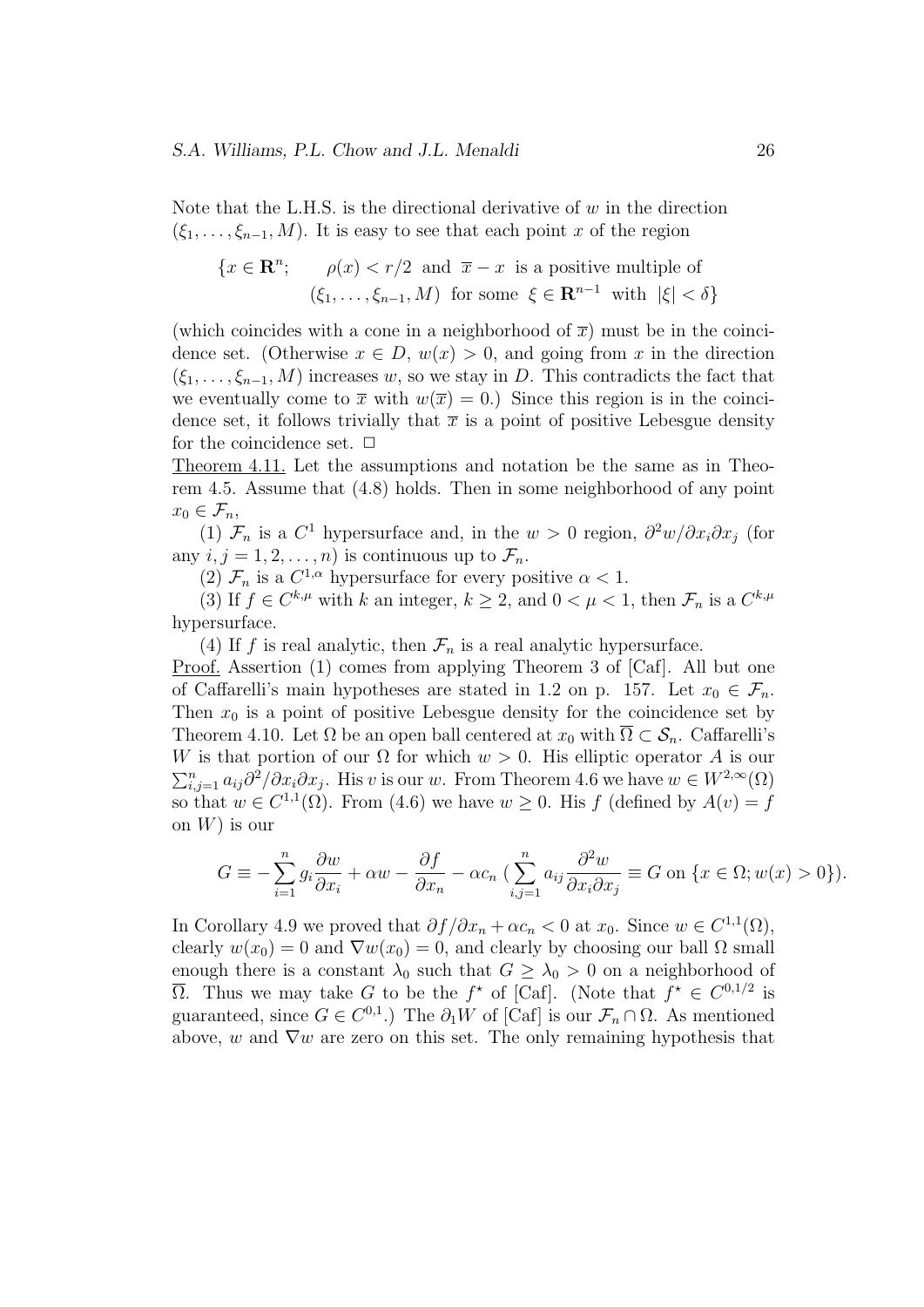Note that the L.H.S. is the directional derivative of $w$ in the direction $(\xi_1, \ldots, \xi_{n-1}, M)$. It is easy to see that each point $x$ of the region

$$\{x \in \mathbf{R}^n; \quad \rho(x) < r/2 \text{ and } \overline{x} - x \text{ is a positive multiple of } (\xi_1, \ldots, \xi_{n-1}, M) \text{ for some } \xi \in \mathbf{R}^{n-1} \text{ with } |\xi| < \delta\}$$

(which coincides with a cone in a neighborhood of $\overline{x}$) must be in the coincidence set. (Otherwise $x \in D$, $w(x) > 0$, and going from $x$ in the direction $(\xi_1, \ldots, \xi_{n-1}, M)$ increases $w$, so we stay in $D$. This contradicts the fact that we eventually come to $\overline{x}$ with $w(\overline{x}) = 0$.) Since this region is in the coincidence set, it follows trivially that $\overline{x}$ is a point of positive Lebesgue density for the coincidence set. □

Theorem 4.11. Let the assumptions and notation be the same as in Theorem 4.5. Assume that (4.8) holds. Then in some neighborhood of any point $x_0 \in \mathcal{F}_n$,

(1) $\mathcal{F}_n$ is a $C^1$ hypersurface and, in the $w > 0$ region, $\partial^2 w/\partial x_i \partial x_j$ (for any $i, j = 1, 2, \ldots, n$) is continuous up to $\mathcal{F}_n$.

(2) $\mathcal{F}_n$ is a $C^{1,\alpha}$ hypersurface for every positive $\alpha < 1$.

(3) If $f \in C^{k,\mu}$ with $k$ an integer, $k \geq 2$, and $0 < \mu < 1$, then $\mathcal{F}_n$ is a $C^{k,\mu}$ hypersurface.

(4) If $f$ is real analytic, then $\mathcal{F}_n$ is a real analytic hypersurface.

Proof. Assertion (1) comes from applying Theorem 3 of [Caf]. All but one of Caffarelli's main hypotheses are stated in 1.2 on p. 157. Let $x_0 \in \mathcal{F}_n$. Then $x_0$ is a point of positive Lebesgue density for the coincidence set by Theorem 4.10. Let $\Omega$ be an open ball centered at $x_0$ with $\overline{\Omega} \subset \mathcal{S}_n$. Caffarelli's $W$ is that portion of our $\Omega$ for which $w > 0$. His elliptic operator $A$ is our $\sum_{i,j=1}^n a_{ij} \partial^2/\partial x_i \partial x_j$. His $v$ is our $w$. From Theorem 4.6 we have $w \in W^{2,\infty}(\Omega)$ so that $w \in C^{1,1}(\Omega)$. From (4.6) we have $w \geq 0$. His $f$ (defined by $A(v) = f$ on $W$) is our

$$G \equiv -\sum_{i=1}^n g_i \frac{\partial w}{\partial x_i} + \alpha w - \frac{\partial f}{\partial x_n} - \alpha c_n \ (\sum_{i,j=1}^n a_{ij} \frac{\partial^2 w}{\partial x_i \partial x_j} \equiv G \text{ on } \{x \in \Omega; w(x) > 0\}).$$

In Corollary 4.9 we proved that $\partial f/\partial x_n + \alpha c_n < 0$ at $x_0$. Since $w \in C^{1,1}(\Omega)$, clearly $w(x_0) = 0$ and $\nabla w(x_0) = 0$, and clearly by choosing our ball $\Omega$ small enough there is a constant $\lambda_0$ such that $G \geq \lambda_0 > 0$ on a neighborhood of $\overline{\Omega}$. Thus we may take $G$ to be the $f^\star$ of [Caf]. (Note that $f^\star \in C^{0,1/2}$ is guaranteed, since $G \in C^{0,1}$.) The $\partial_1 W$ of [Caf] is our $\mathcal{F}_n \cap \Omega$. As mentioned above, $w$ and $\nabla w$ are zero on this set. The only remaining hypothesis that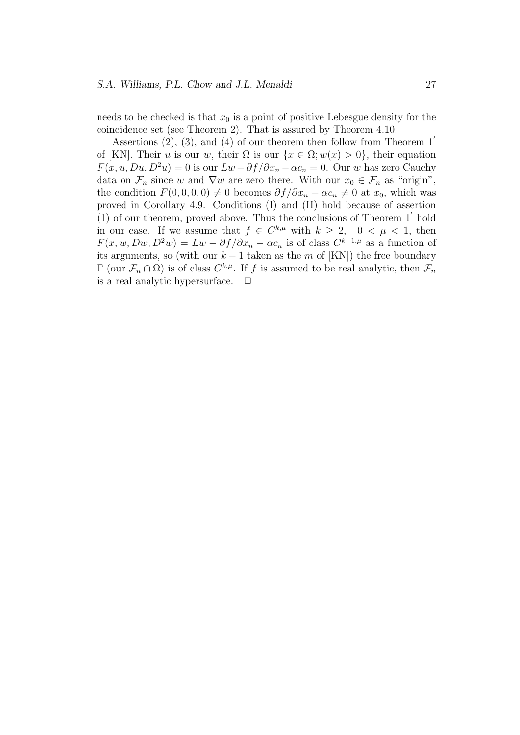needs to be checked is that $x_0$ is a point of positive Lebesgue density for the coincidence set (see Theorem 2). That is assured by Theorem 4.10.

Assertions (2), (3), and (4) of our theorem then follow from Theorem $1'$ of [KN]. Their $u$ is our $w$, their $\Omega$ is our $\{x \in \Omega; w(x) > 0\}$, their equation $F(x, u, Du, D^2u) = 0$ is our $Lw - \partial f/\partial x_n - \alpha c_n = 0$. Our $w$ has zero Cauchy data on $\mathcal{F}_n$ since $w$ and $\nabla w$ are zero there. With our $x_0 \in \mathcal{F}_n$ as "origin", the condition $F(0, 0, 0, 0) \neq 0$ becomes $\partial f/\partial x_n + \alpha c_n \neq 0$ at $x_0$, which was proved in Corollary 4.9. Conditions (I) and (II) hold because of assertion (1) of our theorem, proved above. Thus the conclusions of Theorem $1'$ hold in our case. If we assume that $f \in C^{k,\mu}$ with $k \geq 2$, $0 < \mu < 1$, then $F(x, w, Dw, D^2w) = Lw - \partial f/\partial x_n - \alpha c_n$ is of class $C^{k-1,\mu}$ as a function of its arguments, so (with our $k-1$ taken as the $m$ of [KN]) the free boundary $\Gamma$ (our $\mathcal{F}_n \cap \Omega$) is of class $C^{k,\mu}$. If $f$ is assumed to be real analytic, then $\mathcal{F}_n$ is a real analytic hypersurface. $\square$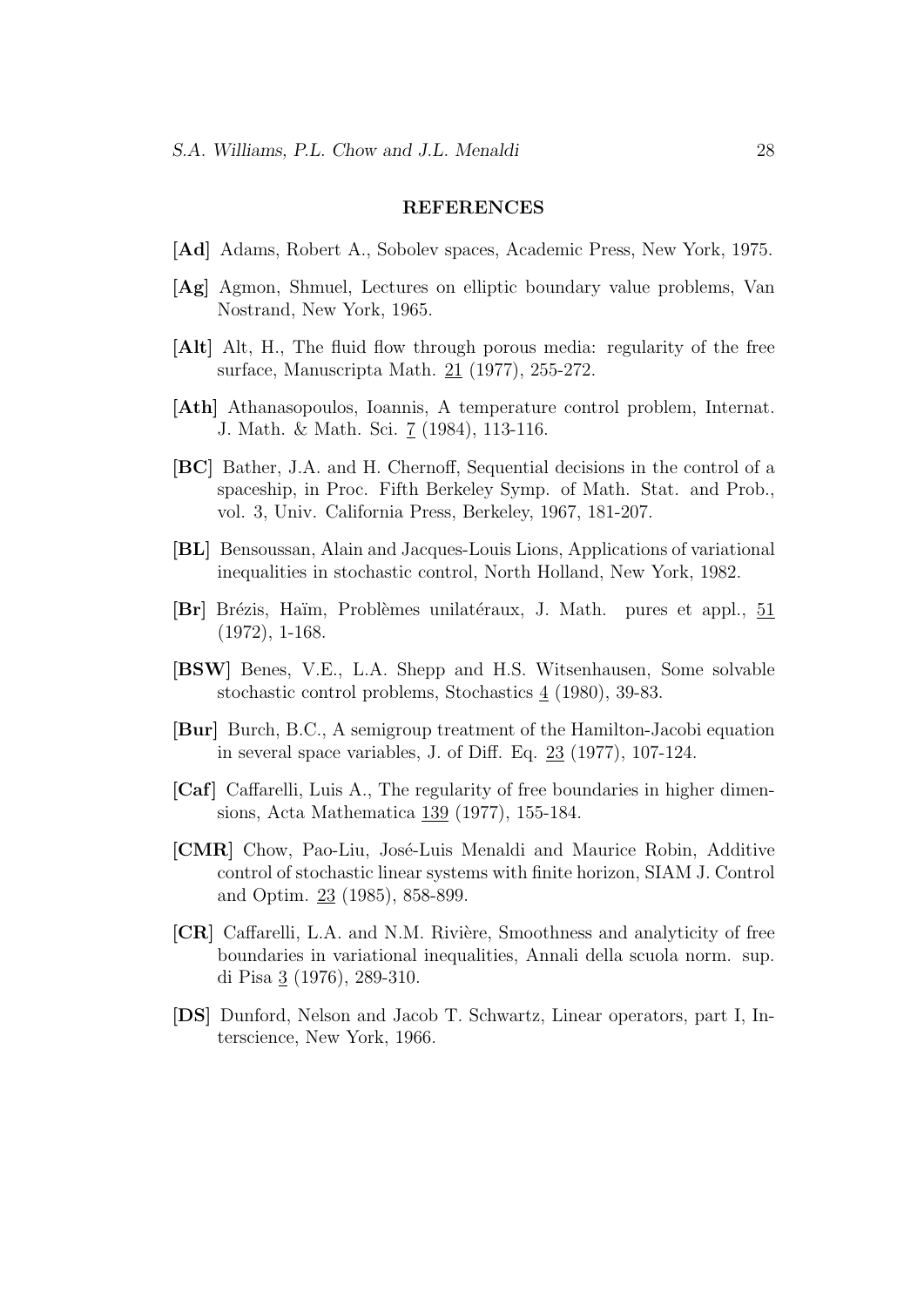## REFERENCES

**[Ad]** Adams, Robert A., Sobolev spaces, Academic Press, New York, 1975.

**[Ag]** Agmon, Shmuel, Lectures on elliptic boundary value problems, Van Nostrand, New York, 1965.

**[Alt]** Alt, H., The fluid flow through porous media: regularity of the free surface, Manuscripta Math. 21 (1977), 255-272.

**[Ath]** Athanasopoulos, Ioannis, A temperature control problem, Internat. J. Math. & Math. Sci. 7 (1984), 113-116.

**[BC]** Bather, J.A. and H. Chernoff, Sequential decisions in the control of a spaceship, in Proc. Fifth Berkeley Symp. of Math. Stat. and Prob., vol. 3, Univ. California Press, Berkeley, 1967, 181-207.

**[BL]** Bensoussan, Alain and Jacques-Louis Lions, Applications of variational inequalities in stochastic control, North Holland, New York, 1982.

**[Br]** Brézis, Haïm, Problèmes unilatéraux, J. Math. pures et appl., 51 (1972), 1-168.

**[BSW]** Benes, V.E., L.A. Shepp and H.S. Witsenhausen, Some solvable stochastic control problems, Stochastics 4 (1980), 39-83.

**[Bur]** Burch, B.C., A semigroup treatment of the Hamilton-Jacobi equation in several space variables, J. of Diff. Eq. 23 (1977), 107-124.

**[Caf]** Caffarelli, Luis A., The regularity of free boundaries in higher dimensions, Acta Mathematica 139 (1977), 155-184.

**[CMR]** Chow, Pao-Liu, José-Luis Menaldi and Maurice Robin, Additive control of stochastic linear systems with finite horizon, SIAM J. Control and Optim. 23 (1985), 858-899.

**[CR]** Caffarelli, L.A. and N.M. Rivière, Smoothness and analyticity of free boundaries in variational inequalities, Annali della scuola norm. sup. di Pisa 3 (1976), 289-310.

**[DS]** Dunford, Nelson and Jacob T. Schwartz, Linear operators, part I, Interscience, New York, 1966.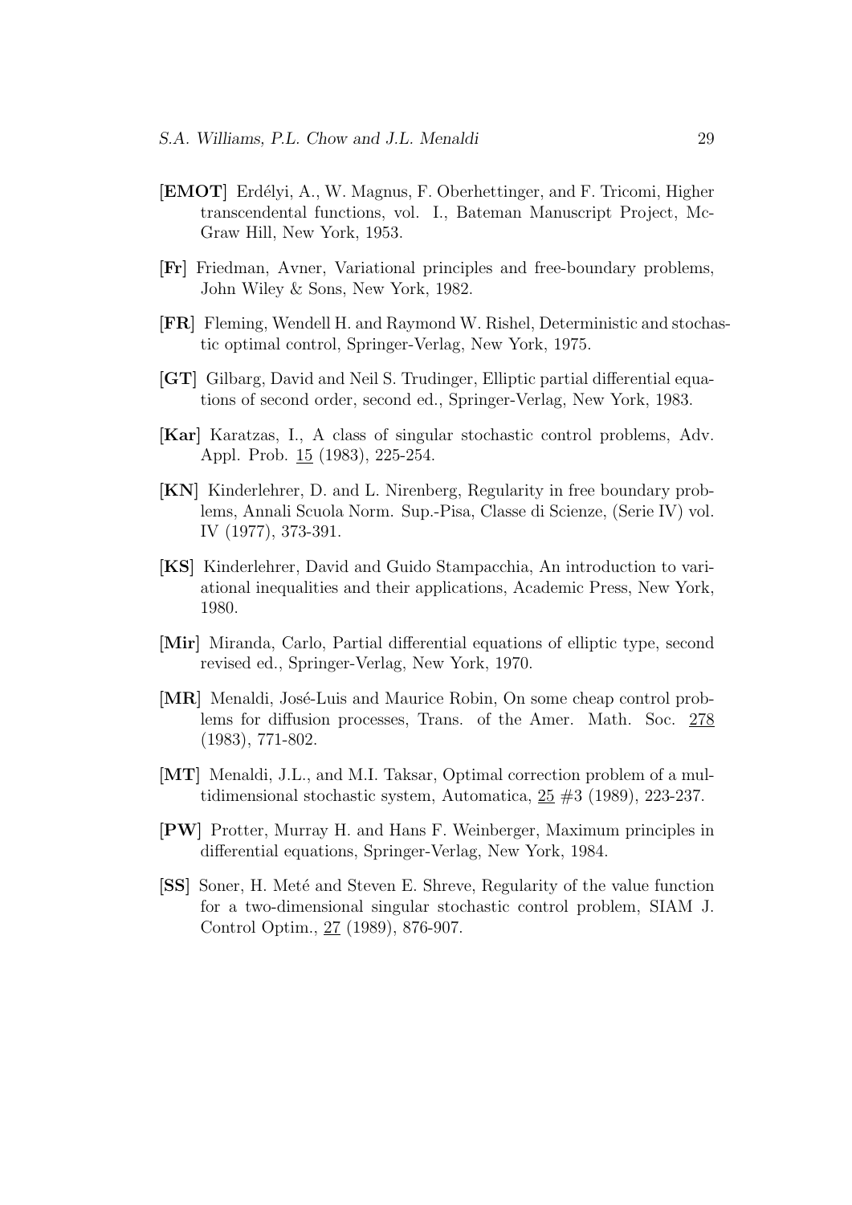**[EMOT]** Erdélyi, A., W. Magnus, F. Oberhettinger, and F. Tricomi, Higher transcendental functions, vol. I., Bateman Manuscript Project, Mc-Graw Hill, New York, 1953.

**[Fr]** Friedman, Avner, Variational principles and free-boundary problems, John Wiley & Sons, New York, 1982.

**[FR]** Fleming, Wendell H. and Raymond W. Rishel, Deterministic and stochastic optimal control, Springer-Verlag, New York, 1975.

**[GT]** Gilbarg, David and Neil S. Trudinger, Elliptic partial differential equations of second order, second ed., Springer-Verlag, New York, 1983.

**[Kar]** Karatzas, I., A class of singular stochastic control problems, Adv. Appl. Prob. 15 (1983), 225-254.

**[KN]** Kinderlehrer, D. and L. Nirenberg, Regularity in free boundary problems, Annali Scuola Norm. Sup.-Pisa, Classe di Scienze, (Serie IV) vol. IV (1977), 373-391.

**[KS]** Kinderlehrer, David and Guido Stampacchia, An introduction to variational inequalities and their applications, Academic Press, New York, 1980.

**[Mir]** Miranda, Carlo, Partial differential equations of elliptic type, second revised ed., Springer-Verlag, New York, 1970.

**[MR]** Menaldi, José-Luis and Maurice Robin, On some cheap control problems for diffusion processes, Trans. of the Amer. Math. Soc. 278 (1983), 771-802.

**[MT]** Menaldi, J.L., and M.I. Taksar, Optimal correction problem of a multidimensional stochastic system, Automatica, 25 #3 (1989), 223-237.

**[PW]** Protter, Murray H. and Hans F. Weinberger, Maximum principles in differential equations, Springer-Verlag, New York, 1984.

**[SS]** Soner, H. Meté and Steven E. Shreve, Regularity of the value function for a two-dimensional singular stochastic control problem, SIAM J. Control Optim., 27 (1989), 876-907.